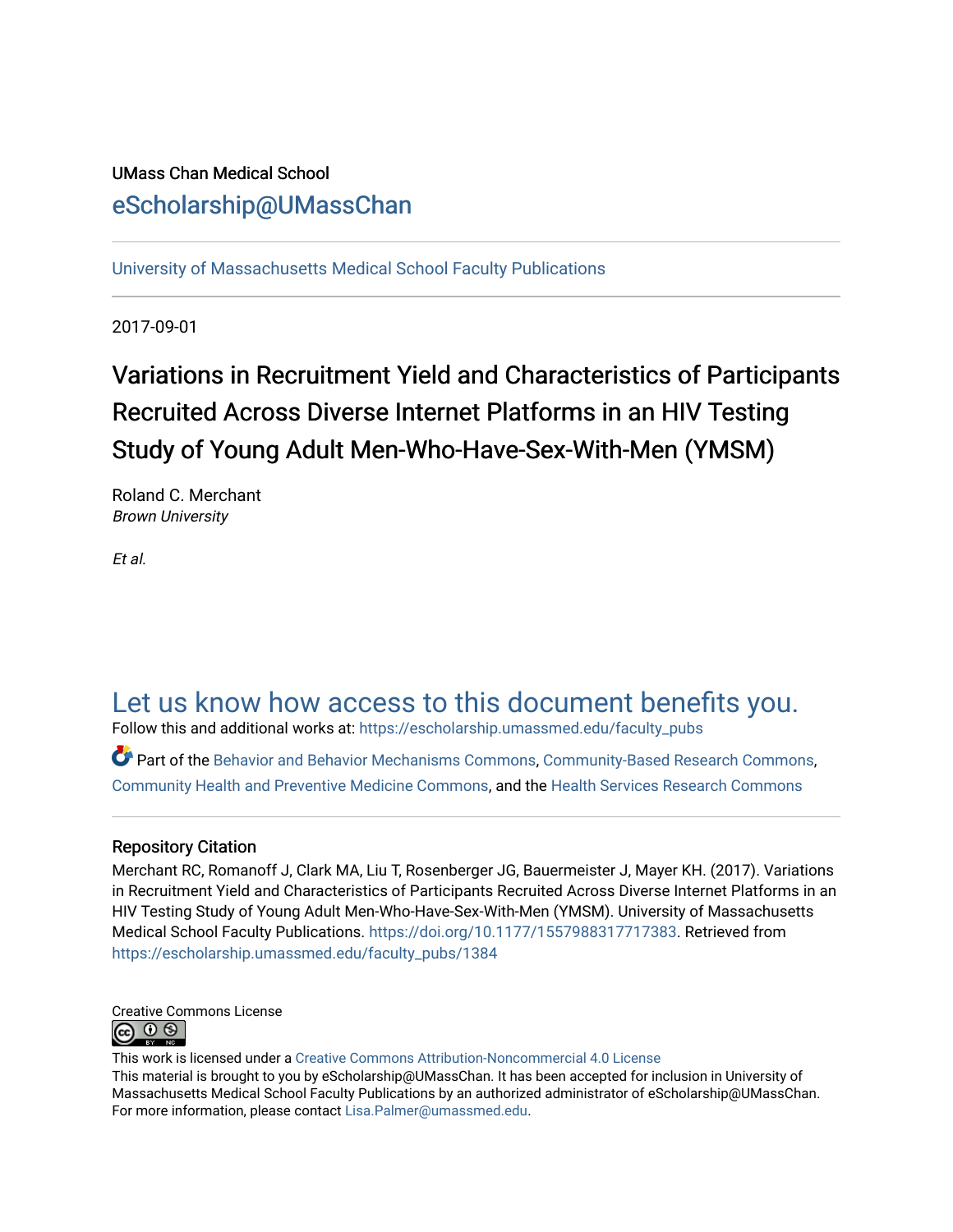UMass Chan Medical School

eScholarship@UMassChan

University of Massachusetts Medical School Faculty Publications

2017-09-01

# Variations in Recruitment Yield and Characteristics of Participants Recruited Across Diverse Internet Platforms in an HIV Testing Study of Young Adult Men-Who-Have-Sex-With-Men (YMSM)

Roland C. Merchant
*Brown University*

*Et al.*

Let us know how access to this document benefits you.

Follow this and additional works at: https://escholarship.umassmed.edu/faculty_pubs

Part of the Behavior and Behavior Mechanisms Commons, Community-Based Research Commons, Community Health and Preventive Medicine Commons, and the Health Services Research Commons

## Repository Citation

Merchant RC, Romanoff J, Clark MA, Liu T, Rosenberger JG, Bauermeister J, Mayer KH. (2017). Variations in Recruitment Yield and Characteristics of Participants Recruited Across Diverse Internet Platforms in an HIV Testing Study of Young Adult Men-Who-Have-Sex-With-Men (YMSM). University of Massachusetts Medical School Faculty Publications. https://doi.org/10.1177/1557988317717383. Retrieved from https://escholarship.umassmed.edu/faculty_pubs/1384

Creative Commons License

This work is licensed under a Creative Commons Attribution-Noncommercial 4.0 License

This material is brought to you by eScholarship@UMassChan. It has been accepted for inclusion in University of Massachusetts Medical School Faculty Publications by an authorized administrator of eScholarship@UMassChan. For more information, please contact Lisa.Palmer@umassmed.edu.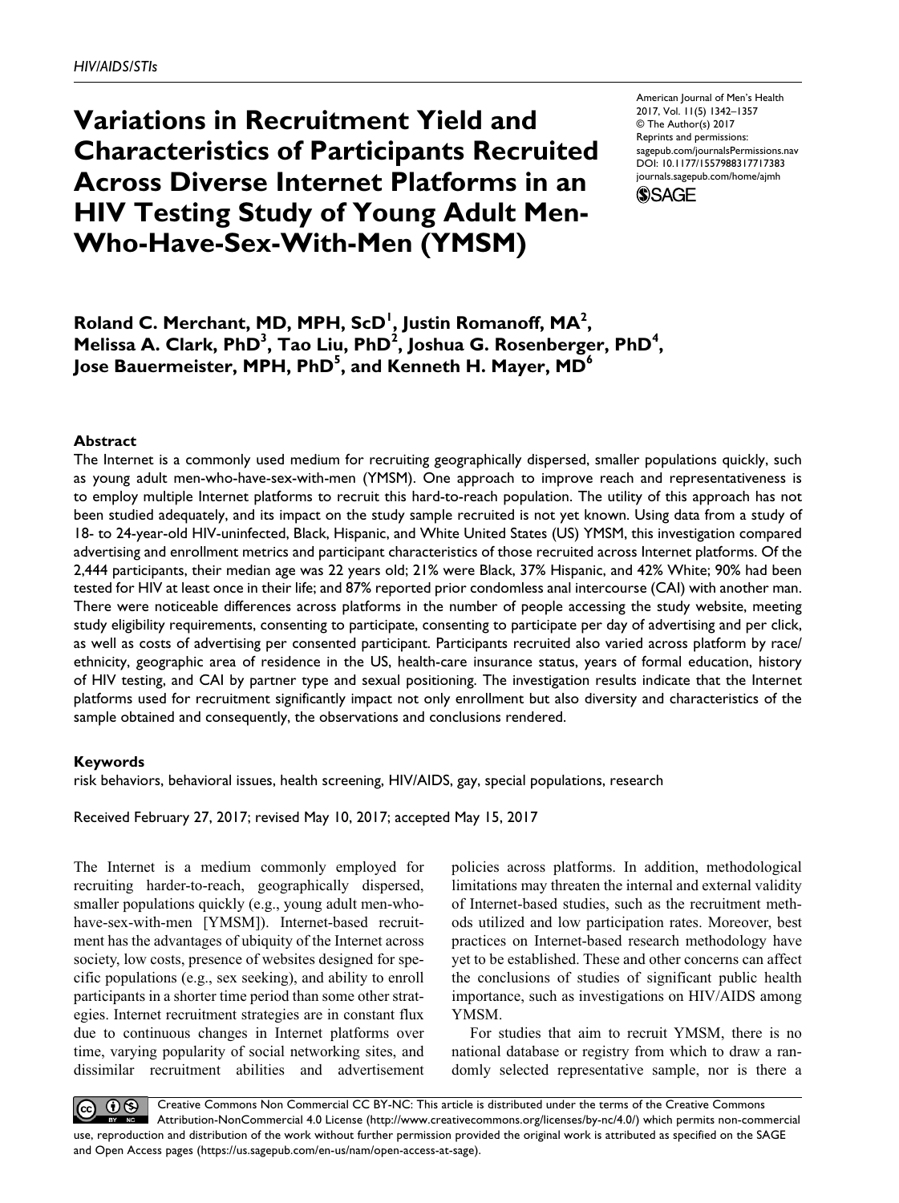HIV/AIDS/STIs

# Variations in Recruitment Yield and Characteristics of Participants Recruited Across Diverse Internet Platforms in an HIV Testing Study of Young Adult Men-Who-Have-Sex-With-Men (YMSM)

American Journal of Men's Health
2017, Vol. 11(5) 1342–1357
© The Author(s) 2017
Reprints and permissions: sagepub.com/journalsPermissions.nav
DOI: 10.1177/1557988317717383
journals.sagepub.com/home/ajmh

**Roland C. Merchant, MD, MPH, ScD[1], Justin Romanoff, MA[2], Melissa A. Clark, PhD[3], Tao Liu, PhD[2], Joshua G. Rosenberger, PhD[4], Jose Bauermeister, MPH, PhD[5], and Kenneth H. Mayer, MD[6]**

## Abstract

The Internet is a commonly used medium for recruiting geographically dispersed, smaller populations quickly, such as young adult men-who-have-sex-with-men (YMSM). One approach to improve reach and representativeness is to employ multiple Internet platforms to recruit this hard-to-reach population. The utility of this approach has not been studied adequately, and its impact on the study sample recruited is not yet known. Using data from a study of 18- to 24-year-old HIV-uninfected, Black, Hispanic, and White United States (US) YMSM, this investigation compared advertising and enrollment metrics and participant characteristics of those recruited across Internet platforms. Of the 2,444 participants, their median age was 22 years old; 21% were Black, 37% Hispanic, and 42% White; 90% had been tested for HIV at least once in their life; and 87% reported prior condomless anal intercourse (CAI) with another man. There were noticeable differences across platforms in the number of people accessing the study website, meeting study eligibility requirements, consenting to participate, consenting to participate per day of advertising and per click, as well as costs of advertising per consented participant. Participants recruited also varied across platform by race/ethnicity, geographic area of residence in the US, health-care insurance status, years of formal education, history of HIV testing, and CAI by partner type and sexual positioning. The investigation results indicate that the Internet platforms used for recruitment significantly impact not only enrollment but also diversity and characteristics of the sample obtained and consequently, the observations and conclusions rendered.

## Keywords

risk behaviors, behavioral issues, health screening, HIV/AIDS, gay, special populations, research

Received February 27, 2017; revised May 10, 2017; accepted May 15, 2017

The Internet is a medium commonly employed for recruiting harder-to-reach, geographically dispersed, smaller populations quickly (e.g., young adult men-who-have-sex-with-men [YMSM]). Internet-based recruitment has the advantages of ubiquity of the Internet across society, low costs, presence of websites designed for specific populations (e.g., sex seeking), and ability to enroll participants in a shorter time period than some other strategies. Internet recruitment strategies are in constant flux due to continuous changes in Internet platforms over time, varying popularity of social networking sites, and dissimilar recruitment abilities and advertisement policies across platforms. In addition, methodological limitations may threaten the internal and external validity of Internet-based studies, such as the recruitment methods utilized and low participation rates. Moreover, best practices on Internet-based research methodology have yet to be established. These and other concerns can affect the conclusions of studies of significant public health importance, such as investigations on HIV/AIDS among YMSM.

For studies that aim to recruit YMSM, there is no national database or registry from which to draw a randomly selected representative sample, nor is there a

Creative Commons Non Commercial CC BY-NC: This article is distributed under the terms of the Creative Commons Attribution-NonCommercial 4.0 License (http://www.creativecommons.org/licenses/by-nc/4.0/) which permits non-commercial use, reproduction and distribution of the work without further permission provided the original work is attributed as specified on the SAGE and Open Access pages (https://us.sagepub.com/en-us/nam/open-access-at-sage).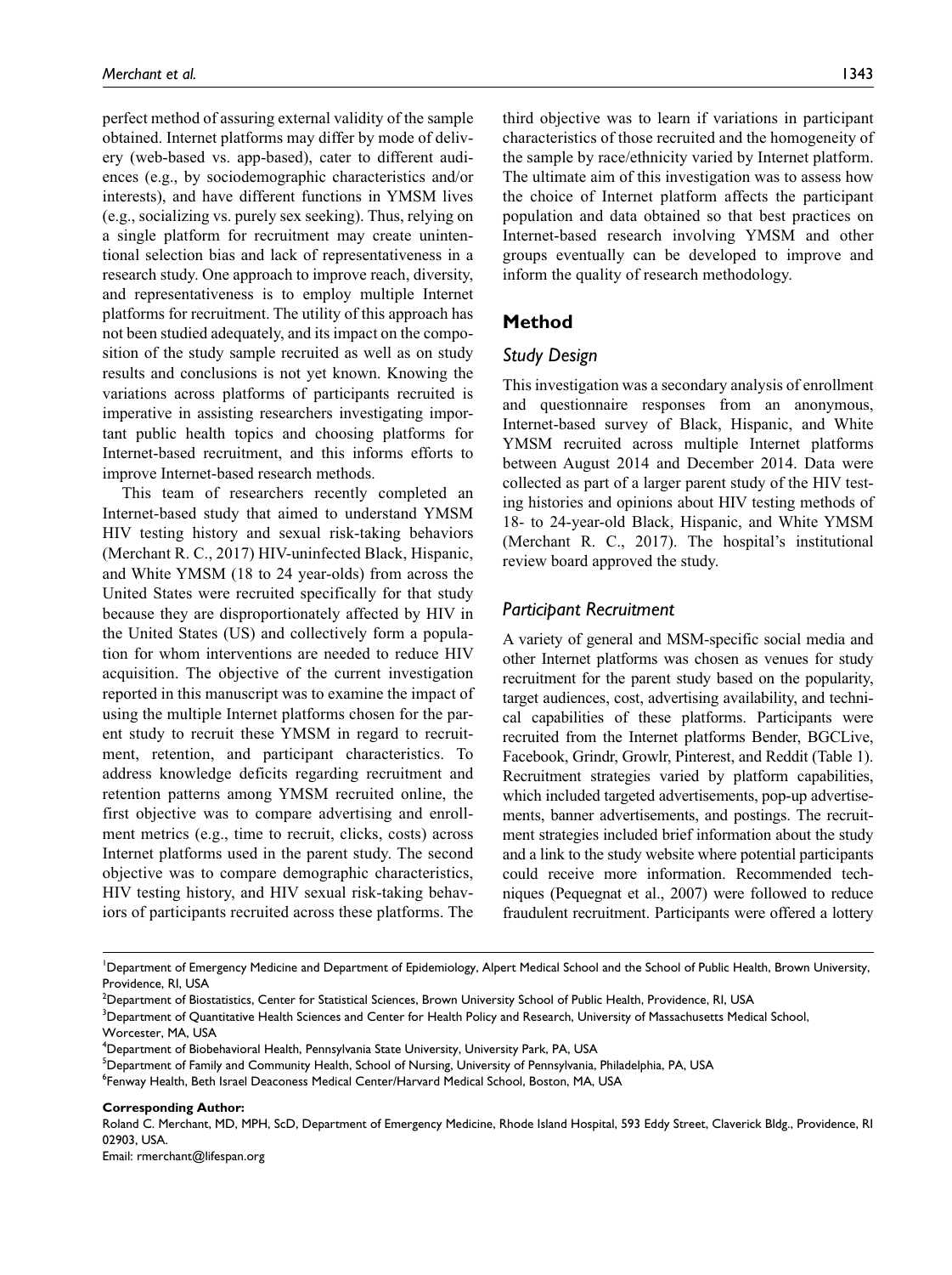perfect method of assuring external validity of the sample obtained. Internet platforms may differ by mode of delivery (web-based vs. app-based), cater to different audiences (e.g., by sociodemographic characteristics and/or interests), and have different functions in YMSM lives (e.g., socializing vs. purely sex seeking). Thus, relying on a single platform for recruitment may create unintentional selection bias and lack of representativeness in a research study. One approach to improve reach, diversity, and representativeness is to employ multiple Internet platforms for recruitment. The utility of this approach has not been studied adequately, and its impact on the composition of the study sample recruited as well as on study results and conclusions is not yet known. Knowing the variations across platforms of participants recruited is imperative in assisting researchers investigating important public health topics and choosing platforms for Internet-based recruitment, and this informs efforts to improve Internet-based research methods.

This team of researchers recently completed an Internet-based study that aimed to understand YMSM HIV testing history and sexual risk-taking behaviors (Merchant R. C., 2017) HIV-uninfected Black, Hispanic, and White YMSM (18 to 24 year-olds) from across the United States were recruited specifically for that study because they are disproportionately affected by HIV in the United States (US) and collectively form a population for whom interventions are needed to reduce HIV acquisition. The objective of the current investigation reported in this manuscript was to examine the impact of using the multiple Internet platforms chosen for the parent study to recruit these YMSM in regard to recruitment, retention, and participant characteristics. To address knowledge deficits regarding recruitment and retention patterns among YMSM recruited online, the first objective was to compare advertising and enrollment metrics (e.g., time to recruit, clicks, costs) across Internet platforms used in the parent study. The second objective was to compare demographic characteristics, HIV testing history, and HIV sexual risk-taking behaviors of participants recruited across these platforms. The third objective was to learn if variations in participant characteristics of those recruited and the homogeneity of the sample by race/ethnicity varied by Internet platform. The ultimate aim of this investigation was to assess how the choice of Internet platform affects the participant population and data obtained so that best practices on Internet-based research involving YMSM and other groups eventually can be developed to improve and inform the quality of research methodology.

## Method

### Study Design

This investigation was a secondary analysis of enrollment and questionnaire responses from an anonymous, Internet-based survey of Black, Hispanic, and White YMSM recruited across multiple Internet platforms between August 2014 and December 2014. Data were collected as part of a larger parent study of the HIV testing histories and opinions about HIV testing methods of 18- to 24-year-old Black, Hispanic, and White YMSM (Merchant R. C., 2017). The hospital's institutional review board approved the study.

### Participant Recruitment

A variety of general and MSM-specific social media and other Internet platforms was chosen as venues for study recruitment for the parent study based on the popularity, target audiences, cost, advertising availability, and technical capabilities of these platforms. Participants were recruited from the Internet platforms Bender, BGCLive, Facebook, Grindr, Growlr, Pinterest, and Reddit (Table 1). Recruitment strategies varied by platform capabilities, which included targeted advertisements, pop-up advertisements, banner advertisements, and postings. The recruitment strategies included brief information about the study and a link to the study website where potential participants could receive more information. Recommended techniques (Pequegnat et al., 2007) were followed to reduce fraudulent recruitment. Participants were offered a lottery

---

[1]Department of Emergency Medicine and Department of Epidemiology, Alpert Medical School and the School of Public Health, Brown University, Providence, RI, USA

[2]Department of Biostatistics, Center for Statistical Sciences, Brown University School of Public Health, Providence, RI, USA

[3]Department of Quantitative Health Sciences and Center for Health Policy and Research, University of Massachusetts Medical School, Worcester, MA, USA

[4]Department of Biobehavioral Health, Pennsylvania State University, University Park, PA, USA

[5]Department of Family and Community Health, School of Nursing, University of Pennsylvania, Philadelphia, PA, USA

[6]Fenway Health, Beth Israel Deaconess Medical Center/Harvard Medical School, Boston, MA, USA

**Corresponding Author:**
Roland C. Merchant, MD, MPH, ScD, Department of Emergency Medicine, Rhode Island Hospital, 593 Eddy Street, Claverick Bldg., Providence, RI 02903, USA.
Email: rmerchant@lifespan.org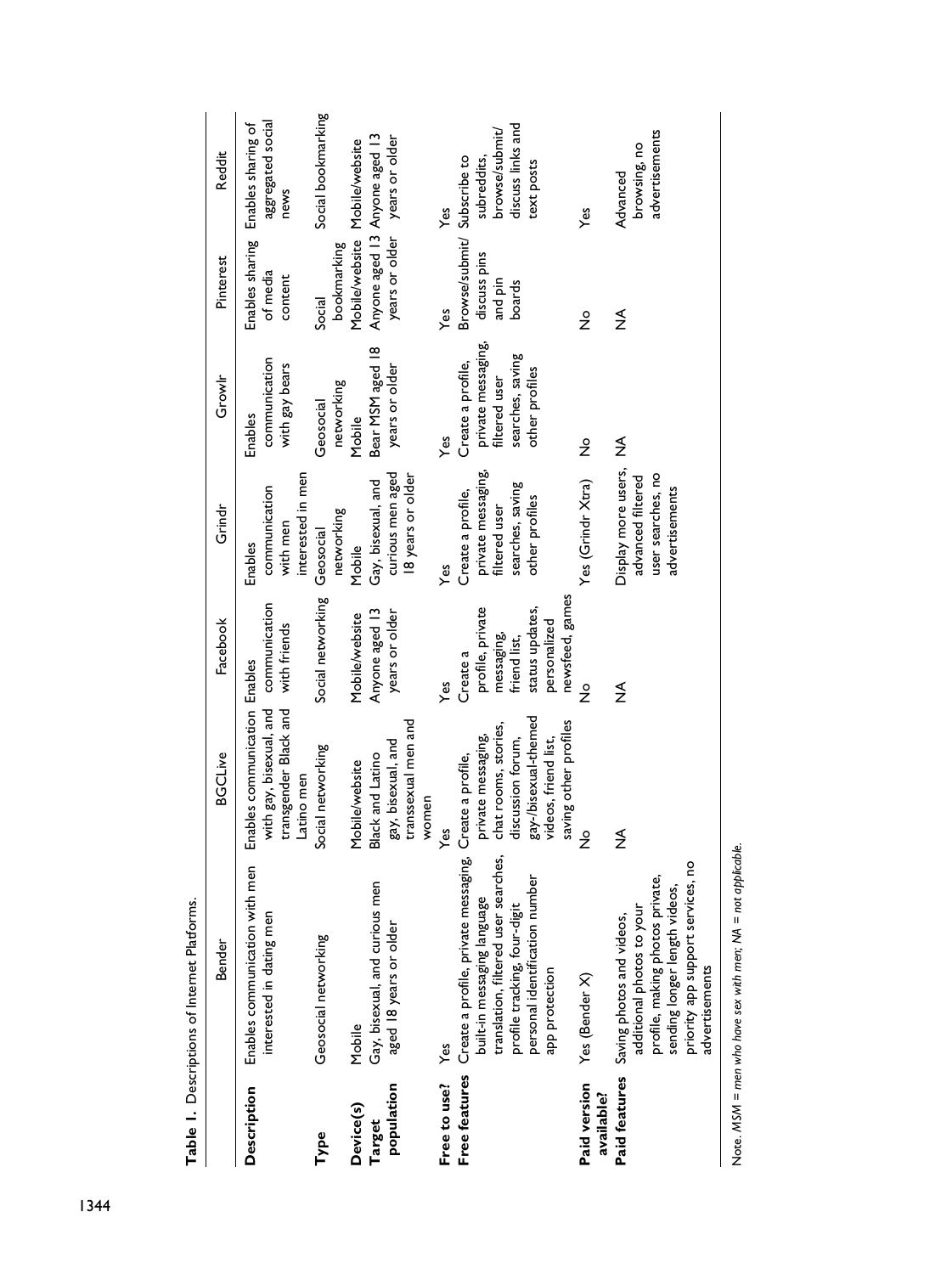**Table 1.** Descriptions of Internet Platforms.

| | Bender | BGCLive | Facebook | Grindr | Growlr | Pinterest | Reddit |
|---|---|---|---|---|---|---|---|
| **Description** | Enables communication with men interested in dating men | Enables communication with gay, bisexual, and transgender Black and Latino men | Enables communication with friends | Enables communication with men interested in men | Enables communication with gay bears | Enables sharing of media content | Enables sharing of aggregated social news |
| **Type** | Geosocial networking | Social networking | Social networking | Geosocial networking | Geosocial networking | Social bookmarking | Social bookmarking |
| **Device(s)** | Mobile | Mobile/website | Mobile/website | Mobile | Mobile | Mobile/website | Mobile/website |
| **Target population** | Gay, bisexual, and curious men aged 18 years or older | Black and Latino gay, bisexual, and transsexual men and women | Anyone aged 13 years or older | Gay, bisexual, and curious men aged 18 years or older | Bear MSM aged 18 years or older | Anyone aged 13 years or older | Anyone aged 13 years or older |
| **Free to use?** | Yes | Yes | Yes | Yes | Yes | Yes | Yes |
| **Free features** | Create a profile, private messaging, built-in messaging language translation, filtered user searches, profile tracking, four-digit personal identification number app protection | Create a profile, private messaging, chat rooms, stories, discussion forum, gay-/bisexual-themed videos, friend list, saving other profiles | Create a profile, private messaging, friend list, status updates, personalized newsfeed, games | Create a profile, private messaging, filtered user searches, saving other profiles | Create a profile, private messaging, filtered user searches, saving other profiles | Browse/submit/discuss pins and pin boards | Subscribe to subreddits, browse/submit/discuss links and text posts |
| **Paid version available?** | Yes (Bender X) | No | No | Yes (Grindr Xtra) | No | No | Yes |
| **Paid features** | Saving photos and videos, additional photos to your profile, making photos private, sending longer length videos, priority app support services, no advertisements | NA | NA | Display more users, advanced filtered user searches, no advertisements | NA | NA | Advanced browsing, no advertisements |

*Note.* *MSM = men who have sex with men; NA = not applicable.*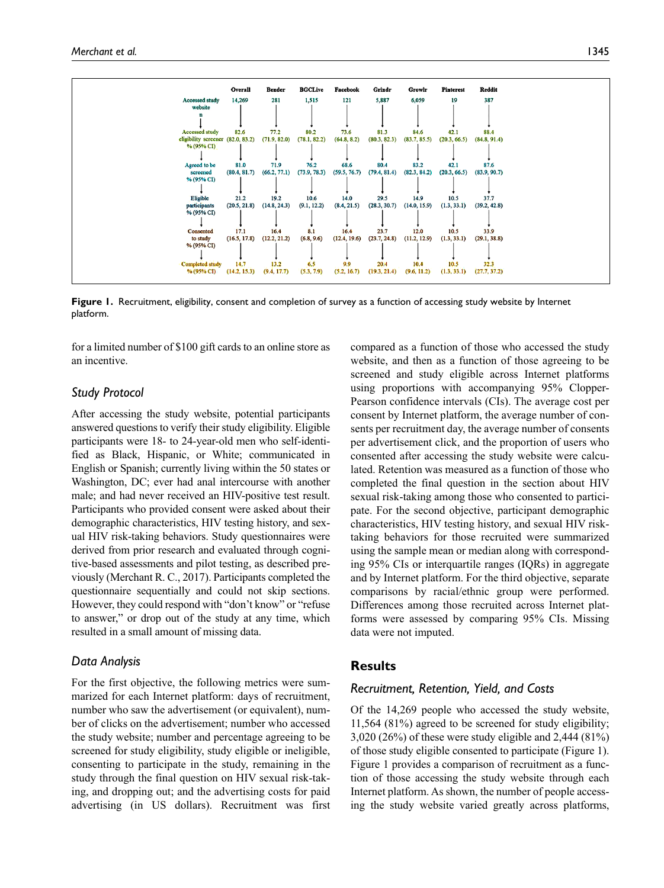|  | Overall | Bender | BGCLive | Facebook | Grindr | Growlr | Pinterest | Reddit |
|---|---|---|---|---|---|---|---|---|
| Accessed study website n | 14,269 | 281 | 1,515 | 121 | 5,887 | 6,059 | 19 | 387 |
| Accessed study eligibility screener % (95% CI) | 82.6 (82.0, 83.2) | 77.2 (71.9, 82.0) | 80.2 (78.1, 82.2) | 73.6 (64.8, 8.2) | 81.3 (80.3, 82.3) | 84.6 (83.7, 85.5) | 42.1 (20.3, 66.5) | 88.4 (84.8, 91.4) |
| Agreed to be screened % (95% CI) | 81.0 (80.4, 81.7) | 71.9 (66.2, 77.1) | 76.2 (73.9, 78.3) | 68.6 (59.5, 76.7) | 80.4 (79.4, 81.4) | 83.2 (82.3, 84.2) | 42.1 (20.3, 66.5) | 87.6 (83.9, 90.7) |
| Eligible participants % (95% CI) | 21.2 (20.5, 21.8) | 19.2 (14.8, 24.3) | 10.6 (9.1, 12.2) | 14.0 (8.4, 21.5) | 29.5 (28.3, 30.7) | 14.9 (14.0, 15.9) | 10.5 (1.3, 33.1) | 37.7 (39.2, 42.8) |
| Consented to study % (95% CI) | 17.1 (16.5, 17.8) | 16.4 (12.2, 21.2) | 8.1 (6.8, 9.6) | 16.4 (12.4, 19.6) | 23.7 (23.7, 24.8) | 12.0 (11.2, 12.9) | 10.5 (1.3, 33.1) | 33.9 (29.1, 38.8) |
| Completed study % (95% CI) | 14.7 (14.2, 15.3) | 13.2 (9.4, 17.7) | 6.5 (5.3, 7.9) | 9.9 (5.2, 16.7) | 20.4 (19.3, 21.4) | 10.4 (9.6, 11.2) | 10.5 (1.3, 33.1) | 32.3 (27.7, 37.2) |

**Figure 1.** Recruitment, eligibility, consent and completion of survey as a function of accessing study website by Internet platform.

for a limited number of $100 gift cards to an online store as an incentive.

## Study Protocol

After accessing the study website, potential participants answered questions to verify their study eligibility. Eligible participants were 18- to 24-year-old men who self-identified as Black, Hispanic, or White; communicated in English or Spanish; currently living within the 50 states or Washington, DC; ever had anal intercourse with another male; and had never received an HIV-positive test result. Participants who provided consent were asked about their demographic characteristics, HIV testing history, and sexual HIV risk-taking behaviors. Study questionnaires were derived from prior research and evaluated through cognitive-based assessments and pilot testing, as described previously (Merchant R. C., 2017). Participants completed the questionnaire sequentially and could not skip sections. However, they could respond with "don't know" or "refuse to answer," or drop out of the study at any time, which resulted in a small amount of missing data.

## Data Analysis

For the first objective, the following metrics were summarized for each Internet platform: days of recruitment, number who saw the advertisement (or equivalent), number of clicks on the advertisement; number who accessed the study website; number and percentage agreeing to be screened for study eligibility, study eligible or ineligible, consenting to participate in the study, remaining in the study through the final question on HIV sexual risk-taking, and dropping out; and the advertising costs for paid advertising (in US dollars). Recruitment was first compared as a function of those who accessed the study website, and then as a function of those agreeing to be screened and study eligible across Internet platforms using proportions with accompanying 95% Clopper-Pearson confidence intervals (CIs). The average cost per consent by Internet platform, the average number of consents per recruitment day, the average number of consents per advertisement click, and the proportion of users who consented after accessing the study website were calculated. Retention was measured as a function of those who completed the final question in the section about HIV sexual risk-taking among those who consented to participate. For the second objective, participant demographic characteristics, HIV testing history, and sexual HIV risk-taking behaviors for those recruited were summarized using the sample mean or median along with corresponding 95% CIs or interquartile ranges (IQRs) in aggregate and by Internet platform. For the third objective, separate comparisons by racial/ethnic group were performed. Differences among those recruited across Internet platforms were assessed by comparing 95% CIs. Missing data were not imputed.

# Results

## Recruitment, Retention, Yield, and Costs

Of the 14,269 people who accessed the study website, 11,564 (81%) agreed to be screened for study eligibility; 3,020 (26%) of these were study eligible and 2,444 (81%) of those study eligible consented to participate (Figure 1). Figure 1 provides a comparison of recruitment as a function of those accessing the study website through each Internet platform. As shown, the number of people accessing the study website varied greatly across platforms,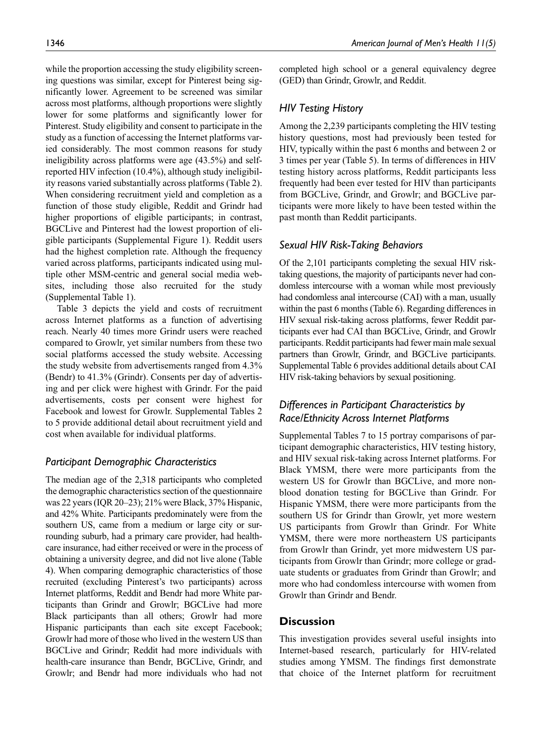while the proportion accessing the study eligibility screening questions was similar, except for Pinterest being significantly lower. Agreement to be screened was similar across most platforms, although proportions were slightly lower for some platforms and significantly lower for Pinterest. Study eligibility and consent to participate in the study as a function of accessing the Internet platforms varied considerably. The most common reasons for study ineligibility across platforms were age (43.5%) and self-reported HIV infection (10.4%), although study ineligibility reasons varied substantially across platforms (Table 2). When considering recruitment yield and completion as a function of those study eligible, Reddit and Grindr had higher proportions of eligible participants; in contrast, BGCLive and Pinterest had the lowest proportion of eligible participants (Supplemental Figure 1). Reddit users had the highest completion rate. Although the frequency varied across platforms, participants indicated using multiple other MSM-centric and general social media websites, including those also recruited for the study (Supplemental Table 1).

Table 3 depicts the yield and costs of recruitment across Internet platforms as a function of advertising reach. Nearly 40 times more Grindr users were reached compared to Growlr, yet similar numbers from these two social platforms accessed the study website. Accessing the study website from advertisements ranged from 4.3% (Bendr) to 41.3% (Grindr). Consents per day of advertising and per click were highest with Grindr. For the paid advertisements, costs per consent were highest for Facebook and lowest for Growlr. Supplemental Tables 2 to 5 provide additional detail about recruitment yield and cost when available for individual platforms.

### *Participant Demographic Characteristics*

The median age of the 2,318 participants who completed the demographic characteristics section of the questionnaire was 22 years (IQR 20–23); 21% were Black, 37% Hispanic, and 42% White. Participants predominately were from the southern US, came from a medium or large city or surrounding suburb, had a primary care provider, had health-care insurance, had either received or were in the process of obtaining a university degree, and did not live alone (Table 4). When comparing demographic characteristics of those recruited (excluding Pinterest's two participants) across Internet platforms, Reddit and Bendr had more White participants than Grindr and Growlr; BGCLive had more Black participants than all others; Growlr had more Hispanic participants than each site except Facebook; Growlr had more of those who lived in the western US than BGCLive and Grindr; Reddit had more individuals with health-care insurance than Bendr, BGCLive, Grindr, and Growlr; and Bendr had more individuals who had not completed high school or a general equivalency degree (GED) than Grindr, Growlr, and Reddit.

### *HIV Testing History*

Among the 2,239 participants completing the HIV testing history questions, most had previously been tested for HIV, typically within the past 6 months and between 2 or 3 times per year (Table 5). In terms of differences in HIV testing history across platforms, Reddit participants less frequently had been ever tested for HIV than participants from BGCLive, Grindr, and Growlr; and BGCLive participants were more likely to have been tested within the past month than Reddit participants.

### *Sexual HIV Risk-Taking Behaviors*

Of the 2,101 participants completing the sexual HIV risk-taking questions, the majority of participants never had condomless intercourse with a woman while most previously had condomless anal intercourse (CAI) with a man, usually within the past 6 months (Table 6). Regarding differences in HIV sexual risk-taking across platforms, fewer Reddit participants ever had CAI than BGCLive, Grindr, and Growlr participants. Reddit participants had fewer main male sexual partners than Growlr, Grindr, and BGCLive participants. Supplemental Table 6 provides additional details about CAI HIV risk-taking behaviors by sexual positioning.

### *Differences in Participant Characteristics by Race/Ethnicity Across Internet Platforms*

Supplemental Tables 7 to 15 portray comparisons of participant demographic characteristics, HIV testing history, and HIV sexual risk-taking across Internet platforms. For Black YMSM, there were more participants from the western US for Growlr than BGCLive, and more non-blood donation testing for BGCLive than Grindr. For Hispanic YMSM, there were more participants from the southern US for Grindr than Growlr, yet more western US participants from Growlr than Grindr. For White YMSM, there were more northeastern US participants from Growlr than Grindr, yet more midwestern US participants from Growlr than Grindr; more college or graduate students or graduates from Grindr than Growlr; and more who had condomless intercourse with women from Growlr than Grindr and Bendr.

## Discussion

This investigation provides several useful insights into Internet-based research, particularly for HIV-related studies among YMSM. The findings first demonstrate that choice of the Internet platform for recruitment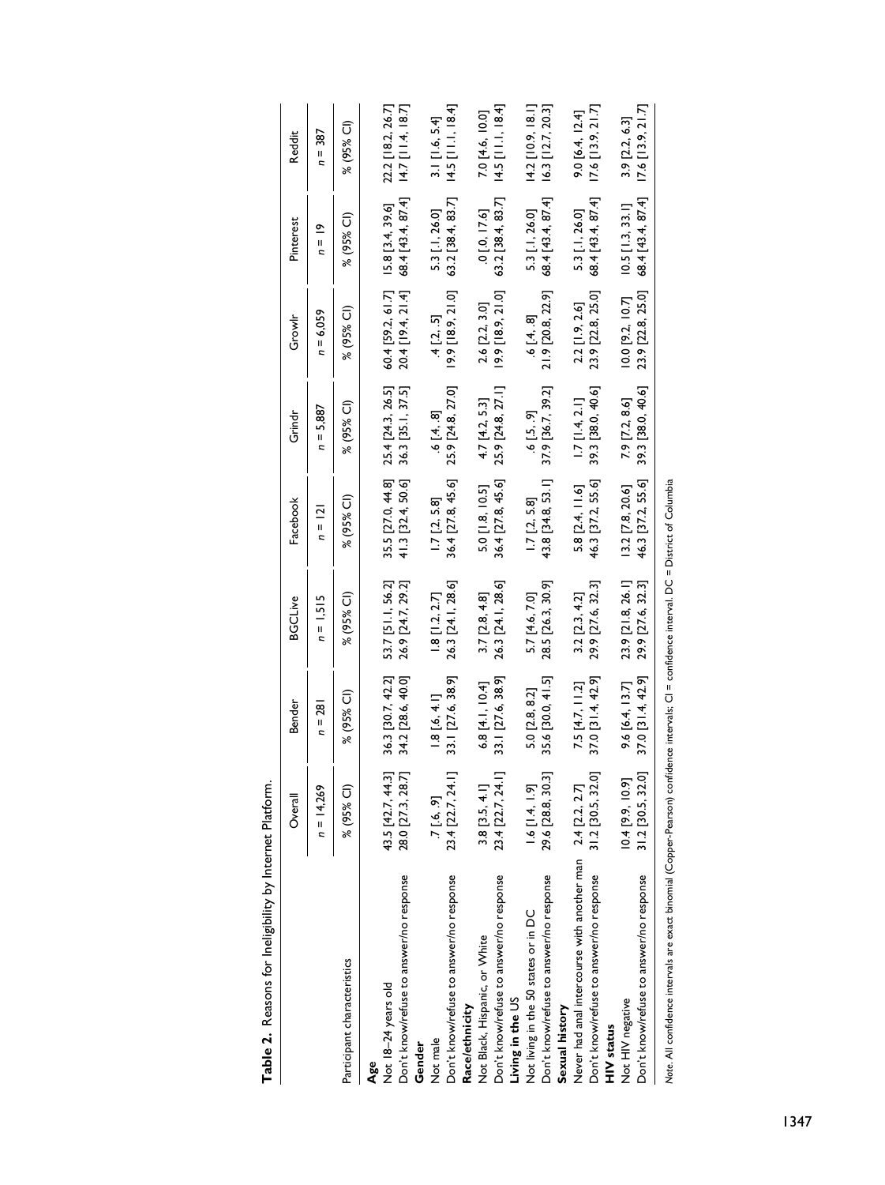**Table 2.** Reasons for Ineligibility by Internet Platform.

| | Overall | Bender | BGCLive | Facebook | Grindr | Growlr | Pinterest | Reddit |
|---|---|---|---|---|---|---|---|---|
| | *n* = 14,269 | *n* = 281 | *n* = 1,515 | *n* = 121 | *n* = 5,887 | *n* = 6,059 | *n* = 19 | *n* = 387 |
| Participant characteristics | % (95% CI) | % (95% CI) | % (95% CI) | % (95% CI) | % (95% CI) | % (95% CI) | % (95% CI) | % (95% CI) |
| **Age** | | | | | | | | |
| Not 18–24 years old | 43.5 [42.7, 44.3] | 36.3 [30.7, 42.2] | 53.7 [51.1, 56.2] | 35.5 [27.0, 44.8] | 25.4 [24.3, 26.5] | 60.4 [59.2, 61.7] | 15.8 [3.4, 39.6] | 22.2 [18.2, 26.7] |
| Don't know/refuse to answer/no response | 28.0 [27.3, 28.7] | 34.2 [28.6, 40.0] | 26.9 [24.7, 29.2] | 41.3 [32.4, 50.6] | 36.3 [35.1, 37.5] | 20.4 [19.4, 21.4] | 68.4 [43.4, 87.4] | 14.7 [11.4, 18.7] |
| **Gender** | | | | | | | | |
| Not male | .7 [.6, .9] | 1.8 [.6, 4.1] | 1.8 [1.2, 2.7] | 1.7 [.2, 5.8] | .6 [.4, .8] | .4 [.2, .5] | 5.3 [.1, 26.0] | 3.1 [1.6, 5.4] |
| Don't know/refuse to answer/no response | 23.4 [22.7, 24.1] | 33.1 [27.6, 38.9] | 26.3 [24.1, 28.6] | 36.4 [27.8, 45.6] | 25.9 [24.8, 27.0] | 19.9 [18.9, 21.0] | 63.2 [38.4, 83.7] | 14.5 [11.1, 18.4] |
| **Race/ethnicity** | | | | | | | | |
| Not Black, Hispanic, or White | 3.8 [3.5, 4.1] | 6.8 [4.1, 10.4] | 3.7 [2.8, 4.8] | 5.0 [1.8, 10.5] | 4.7 [4.2, 5.3] | 2.6 [2.2, 3.0] | .0 [.0, 17.6] | 7.0 [4.6, 10.0] |
| Don't know/refuse to answer/no response | 23.4 [22.7, 24.1] | 33.1 [27.6, 38.9] | 26.3 [24.1, 28.6] | 36.4 [27.8, 45.6] | 25.9 [24.8, 27.1] | 19.9 [18.9, 21.0] | 63.2 [38.4, 83.7] | 14.5 [11.1, 18.4] |
| **Living in the US** | | | | | | | | |
| Not living in the 50 states or in DC | 1.6 [1.4, 1.9] | 5.0 [2.8, 8.2] | 5.7 [4.6, 7.0] | 1.7 [.2, 5.8] | .6 [.5, .9] | .6 [.4, .8] | 5.3 [.1, 26.0] | 14.2 [10.9, 18.1] |
| Don't know/refuse to answer/no response | 29.6 [28.8, 30.3] | 35.6 [30.0, 41.5] | 28.5 [26.3, 30.9] | 43.8 [34.8, 53.1] | 37.9 [36.7, 39.2] | 21.9 [20.8, 22.9] | 68.4 [43.4, 87.4] | 16.3 [12.7, 20.3] |
| **Sexual history** | | | | | | | | |
| Never had anal intercourse with another man | 2.4 [2.2, 2.7] | 7.5 [4.7, 11.2] | 3.2 [2.3, 4.2] | 5.8 [2.4, 11.6] | 1.7 [1.4, 2.1] | 2.2 [1.9, 2.6] | 5.3 [.1, 26.0] | 9.0 [6.4, 12.4] |
| Don't know/refuse to answer/no response | 31.2 [30.5, 32.0] | 37.0 [31.4, 42.9] | 29.9 [27.6, 32.3] | 46.3 [37.2, 55.6] | 39.3 [38.0, 40.6] | 23.9 [22.8, 25.0] | 68.4 [43.4, 87.4] | 17.6 [13.9, 21.7] |
| **HIV status** | | | | | | | | |
| Not HIV negative | 10.4 [9.9, 10.9] | 9.6 [6.4, 13.7] | 23.9 [21.8, 26.1] | 13.2 [7.8, 20.6] | 7.9 [7.2, 8.6] | 10.0 [9.2, 10.7] | 10.5 [1.3, 33.1] | 3.9 [2.2, 6.3] |
| Don't know/refuse to answer/no response | 31.2 [30.5, 32.0] | 37.0 [31.4, 42.9] | 29.9 [27.6, 32.3] | 46.3 [37.2, 55.6] | 39.3 [38.0, 40.6] | 23.9 [22.8, 25.0] | 68.4 [43.4, 87.4] | 17.6 [13.9, 21.7] |

*Note.* All confidence intervals are exact binomial (Copper-Pearson) confidence intervals; CI = confidence interval. DC = District of Columbia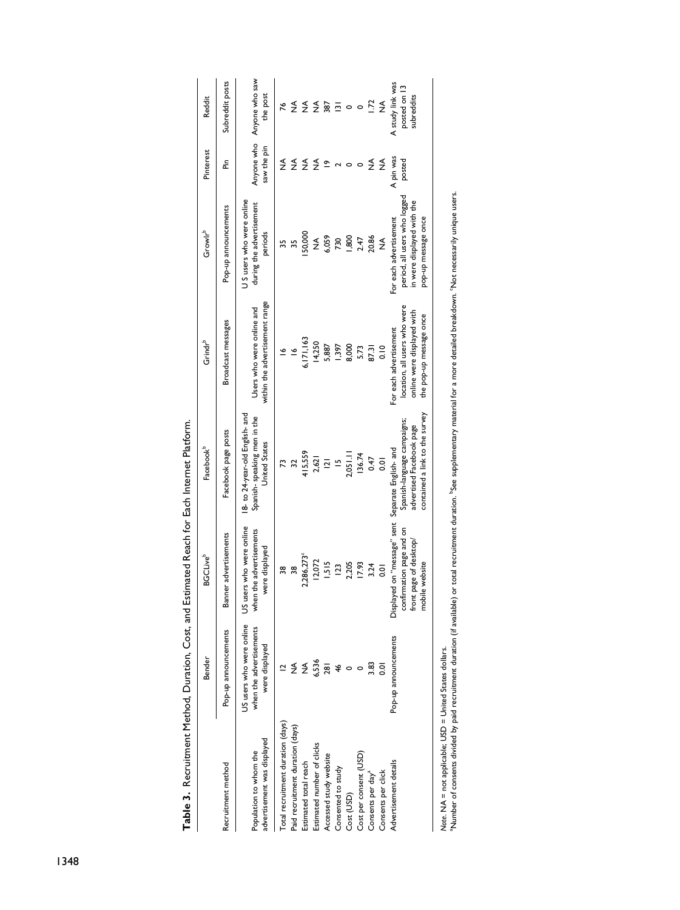**Table 3.** Recruitment Method, Duration, Cost, and Estimated Reach for Each Internet Platform.

| | Bender | BGCLive[b] | Facebook[b] | Grindr[b] | Growlr[b] | Pinterest | Reddit |
|---|---|---|---|---|---|---|---|
| Recruitment method | Pop-up announcements | Banner advertisements | Facebook page posts | Broadcast messages | Pop-up announcements | Pin | Subreddit posts |
| Population to whom the advertisement was displayed | US users who were online when the advertisements were displayed | US users who were online when the advertisements were displayed | 18- to 24-year-old English- and Spanish- speaking men in the United States | Users who were online and within the advertisement range | US users who were online during the advertisement periods | Anyone who saw the pin | Anyone who saw the post |
| Total recruitment duration (days) | 12 | 38 | 73 | 16 | 35 | NA | 76 |
| Paid recruitment duration (days) | NA | 38 | 32 | 16 | 35 | NA | NA |
| Estimated total reach | NA | 2,286,273[c] | 415,559 | 6,171,163 | 150,000 | NA | NA |
| Estimated number of clicks | 6,536 | 12,072 | 2,621 | 14,250 | NA | NA | NA |
| Accessed study website | 281 | 1,515 | 121 | 5,887 | 6,059 | 19 | 387 |
| Consented to study | 46 | 123 | 15 | 1,397 | 730 | 2 | 131 |
| Cost (USD) | 0 | 2,205 | 2,051.11 | 8,000 | 1,800 | 0 | 0 |
| Cost per consent (USD) | 0 | 17.93 | 136.74 | 5.73 | 2.47 | 0 | 0 |
| Consents per day[a] | 3.83 | 3.24 | 0.47 | 87.31 | 20.86 | NA | 1.72 |
| Consents per click | 0.01 | 0.01 | 0.01 | 0.10 | NA | NA | NA |
| Advertisement details | Pop-up announcements | Displayed on "message" sent confirmation page and on front page of desktop/ mobile website | Separate English- and Spanish-language campaigns; advertised Facebook page contained a link to the survey | For each advertisement location, all users who were online were displayed with the pop-up message once | For each advertisement period, all users who logged in were displayed with the pop-up message once | A pin was posted | A study link was posted on 13 subreddits |

*Note.* NA = not applicable; USD = United States dollars.
[a]Number of consents divided by paid recruitment duration (if available) or total recruitment duration. [b]See supplementary material for a more detailed breakdown. [c]Not necessarily unique users.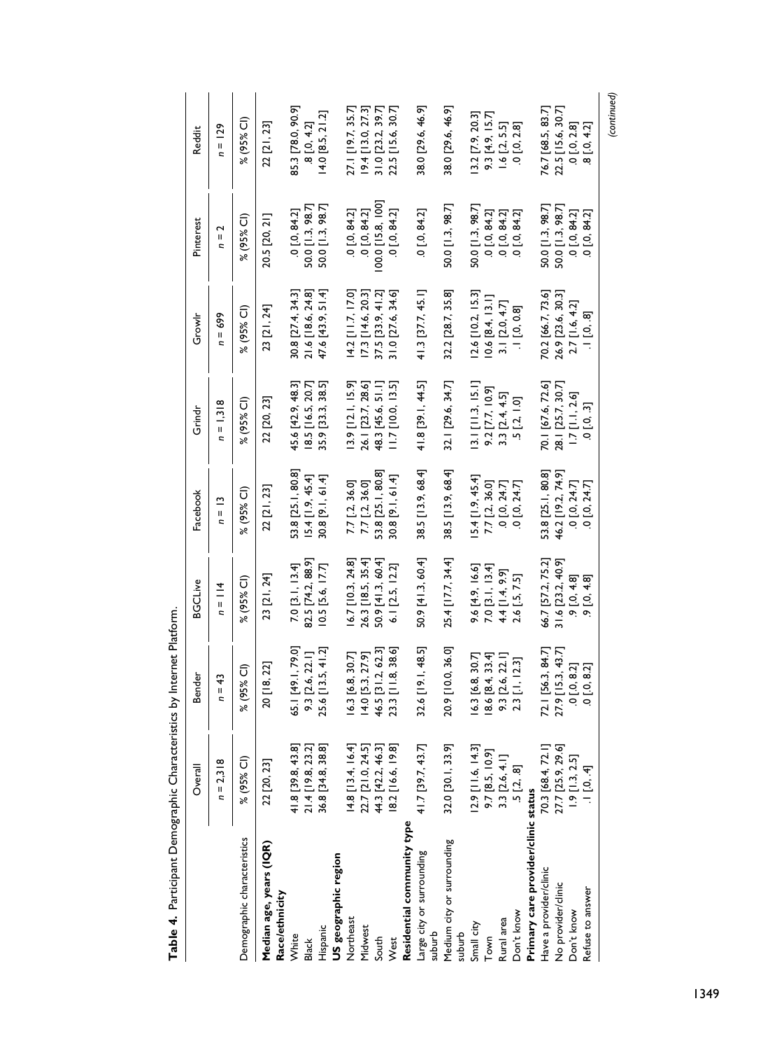**Table 4.** Participant Demographic Characteristics by Internet Platform.

| Demographic characteristics | Overall | Bender | BGCLive | Facebook | Grindr | Growlr | Pinterest | Reddit |
|---|---|---|---|---|---|---|---|---|
| | n = 2,318 | n = 43 | n = 114 | n = 13 | n = 1,318 | n = 699 | n = 2 | n = 129 |
| | % (95% CI) | % (95% CI) | % (95% CI) | % (95% CI) | % (95% CI) | % (95% CI) | % (95% CI) | % (95% CI) |
| **Median age, years (IQR)** | 22 [20, 23] | 20 [18, 22] | 23 [21, 24] | 22 [21, 23] | 22 [20, 23] | 23 [21, 24] | 20.5 [20, 21] | 22 [21, 23] |
| **Race/ethnicity** | | | | | | | | |
| White | 41.8 [39.8, 43.8] | 65.1 [49.1, 79.0] | 7.0 [3.1, 13.4] | 53.8 [25.1, 80.8] | 45.6 [42.9, 48.3] | 30.8 [27.4, 34.3] | .0 [.0, 84.2] | 85.3 [78.0, 90.9] |
| Black | 21.4 [19.8, 23.2] | 9.3 [2.6, 22.1] | 82.5 [74.2, 88.9] | 15.4 [1.9, 45.4] | 18.5 [16.5, 20.7] | 21.6 [18.6, 24.8] | 50.0 [1.3, 98.7] | .8 [.0, 4.2] |
| Hispanic | 36.8 [34.8, 38.8] | 25.6 [13.5, 41.2] | 10.5 [5.6, 17.7] | 30.8 [9.1, 61.4] | 35.9 [33.3, 38.5] | 47.6 [43.9, 51.4] | 50.0 [1.3, 98.7] | 14.0 [8.5, 21.2] |
| **US geographic region** | | | | | | | | |
| Northeast | 14.8 [13.4, 16.4] | 16.3 [6.8, 30.7] | 16.7 [10.3, 24.8] | 7.7 [.2, 36.0] | 13.9 [12.1, 15.9] | 14.2 [11.7, 17.0] | .0 [.0, 84.2] | 27.1 [19.7, 35.7] |
| Midwest | 22.7 [21.0, 24.5] | 14.0 [5.3, 27.9] | 26.3 [18.5, 35.4] | 7.7 [.2, 36.0] | 26.1 [23.7, 28.6] | 17.3 [14.6, 20.3] | .0 [.0, 84.2] | 19.4 [13.0, 27.3] |
| South | 44.3 [42.2, 46.3] | 46.5 [31.2, 62.3] | 50.9 [41.3, 60.4] | 53.8 [25.1, 80.8] | 48.3 [45.6, 51.1] | 37.5 [33.9, 41.2] | 100.0 [15.8, 100] | 31.0 [23.2, 39.7] |
| West | 18.2 [16.6, 19.8] | 23.3 [11.8, 38.6] | 6.1 [2.5, 12.2] | 30.8 [9.1, 61.4] | 11.7 [10.0, 13.5] | 31.0 [27.6, 34.6] | .0 [.0, 84.2] | 22.5 [15.6, 30.7] |
| **Residential community type** | | | | | | | | |
| Large city or surrounding suburb | 41.7 [39.7, 43.7] | 32.6 [19.1, 48.5] | 50.9 [41.3, 60.4] | 38.5 [13.9, 68.4] | 41.8 [39.1, 44.5] | 41.3 [37.7, 45.1] | .0 [.0, 84.2] | 38.0 [29.6, 46.9] |
| Medium city or surrounding suburb | 32.0 [30.1, 33.9] | 20.9 [10.0, 36.0] | 25.4 [17.7, 34.4] | 38.5 [13.9, 68.4] | 32.1 [29.6, 34.7] | 32.2 [28.7, 35.8] | 50.0 [1.3, 98.7] | 38.0 [29.6, 46.9] |
| Small city | 12.9 [11.6, 14.3] | 16.3 [6.8, 30.7] | 9.6 [4.9, 16.6] | 15.4 [1.9, 45.4] | 13.1 [11.3, 15.1] | 12.6 [10.2, 15.3] | 50.0 [1.3, 98.7] | 13.2 [7.9, 20.3] |
| Town | 9.7 [8.5, 10.9] | 18.6 [8.4, 33.4] | 7.0 [3.1, 13.4] | 7.7 [.2, 36.0] | 9.2 [7.7, 10.9] | 10.6 [8.4, 13.1] | .0 [.0, 84.2] | 9.3 [4.9, 15.7] |
| Rural area | 3.3 [2.6, 4.1] | 9.3 [2.6, 22.1] | 4.4 [1.4, 9.9] | .0 [.0, 24.7] | 3.3 [2.4, 4.5] | 3.1 [2.0, 4.7] | .0 [.0, 84.2] | 1.6 [.2, 5.5] |
| Don't know | .5 [.2, .8] | 2.3 [.1, 12.3] | 2.6 [.5, 7.5] | .0 [.0, 24.7] | .5 [.2, 1.0] | .1 [.0, 0.8] | .0 [.0, 84.2] | .0 [.0, 2.8] |
| **Primary care provider/clinic status** | | | | | | | | |
| Have a provider/clinic | 70.3 [68.4, 72.1] | 72.1 [56.3, 84.7] | 66.7 [57.2, 75.2] | 53.8 [25.1, 80.8] | 70.1 [67.6, 72.6] | 70.2 [66.7, 73.6] | 50.0 [1.3, 98.7] | 76.7 [68.5, 83.7] |
| No provider/clinic | 27.7 [25.9, 29.6] | 27.9 [15.3, 43.7] | 31.6 [23.2, 40.9] | 46.2 [19.2, 74.9] | 28.1 [25.7, 30.7] | 26.9 [23.6, 30.3] | 50.0 [1.3, 98.7] | 22.5 [15.6, 30.7] |
| Don't know | 1.9 [1.3, 2.5] | .0 [.0, 8.2] | .9 [.0, 4.8] | .0 [.0, 24.7] | 1.7 [1.1, 2.6] | 2.7 [1.6, 4.2] | .0 [.0, 84.2] | .0 [.0, 2.8] |
| Refuse to answer | .1 [.0, .4] | .0 [.0, 8.2] | .9 [.0, 4.8] | .0 [.0, 24.7] | .0 [.0, .3] | .1 [.0, .8] | .0 [.0, 84.2] | .8 [.0, 4.2] |

(continued)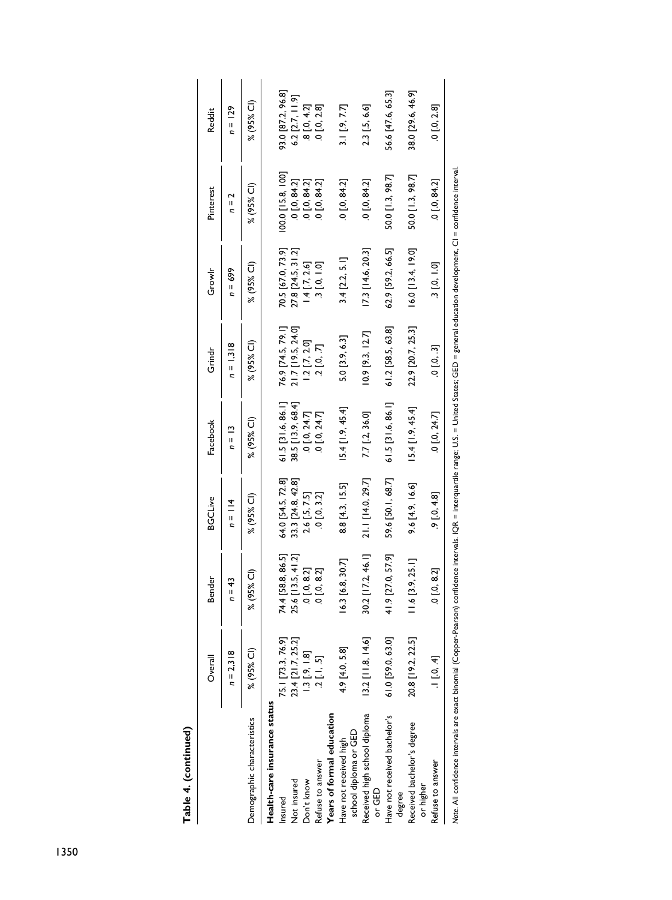**Table 4. (continued)**

| Demographic characteristics | Overall | Bender | BGCLive | Facebook | Grindr | Growlr | Pinterest | Reddit |
|---|---|---|---|---|---|---|---|---|
| | $n$ = 2,318 | $n$ = 43 | $n$ = 114 | $n$ = 13 | $n$ = 1,318 | $n$ = 699 | $n$ = 2 | $n$ = 129 |
| | % (95% CI) | % (95% CI) | % (95% CI) | % (95% CI) | % (95% CI) | % (95% CI) | % (95% CI) | % (95% CI) |
| **Health-care insurance status** | | | | | | | | |
| Insured | 75.1 [73.3, 76.9] | 74.4 [58.8, 86.5] | 64.0 [54.5, 72.8] | 61.5 [31.6, 86.1] | 76.9 [74.5, 79.1] | 70.5 [67.0, 73.9] | 100.0 [15.8, 100] | 93.0 [87.2, 96.8] |
| Not insured | 23.4 [21.7, 25.2] | 25.6 [13.5, 41.2] | 33.3 [24.8, 42.8] | 38.5 [13.9, 68.4] | 21.7 [19.5, 24.0] | 27.8 [24.5, 31.2] | .0 [.0, 84.2] | 6.2 [2.7, 11.9] |
| Don't know | 1.3 [.9, 1.8] | .0 [.0, 8.2] | 2.6 [.5, 7.5] | .0 [.0, 24.7] | 1.2 [.7, 2.0] | 1.4 [.7, 2.6] | .0 [.0, 84.2] | .8 [.0, 4.2] |
| Refuse to answer | .2 [.1, .5] | .0 [.0, 8.2] | .0 [.0, 3.2] | .0 [.0, 24.7] | .2 [.0, .7] | .3 [.0, 1.0] | .0 [.0, 84.2] | .0 [.0, 2.8] |
| **Years of formal education** | | | | | | | | |
| Have not received high school diploma or GED | 4.9 [4.0, 5.8] | 16.3 [6.8, 30.7] | 8.8 [4.3, 15.5] | 15.4 [1.9, 45.4] | 5.0 [3.9, 6.3] | 3.4 [2.2, 5.1] | .0 [.0, 84.2] | 3.1 [.9, 7.7] |
| Received high school diploma or GED | 13.2 [11.8, 14.6] | 30.2 [17.2, 46.1] | 21.1 [14.0, 29.7] | 7.7 [.2, 36.0] | 10.9 [9.3, 12.7] | 17.3 [14.6, 20.3] | .0 [.0, 84.2] | 2.3 [.5, 6.6] |
| Have not received bachelor's degree | 61.0 [59.0, 63.0] | 41.9 [27.0, 57.9] | 59.6 [50.1, 68.7] | 61.5 [31.6, 86.1] | 61.2 [58.5, 63.8] | 62.9 [59.2, 66.5] | 50.0 [1.3, 98.7] | 56.6 [47.6, 65.3] |
| Received bachelor's degree or higher | 20.8 [19.2, 22.5] | 11.6 [3.9, 25.1] | 9.6 [4.9, 16.6] | 15.4 [1.9, 45.4] | 22.9 [20.7, 25.3] | 16.0 [13.4, 19.0] | 50.0 [1.3, 98.7] | 38.0 [29.6, 46.9] |
| Refuse to answer | .1 [.0, .4] | .0 [.0, 8.2] | .9 [.0, 4.8] | .0 [.0, 24.7] | .0 [.0, .3] | .3 [.0, 1.0] | .0 [.0, 84.2] | .0 [.0, 2.8] |

*Note.* All confidence intervals are exact binomial (Copper-Pearson) confidence intervals. IQR = interquartile range; U.S. = United States; GED = general education development; CI = confidence interval.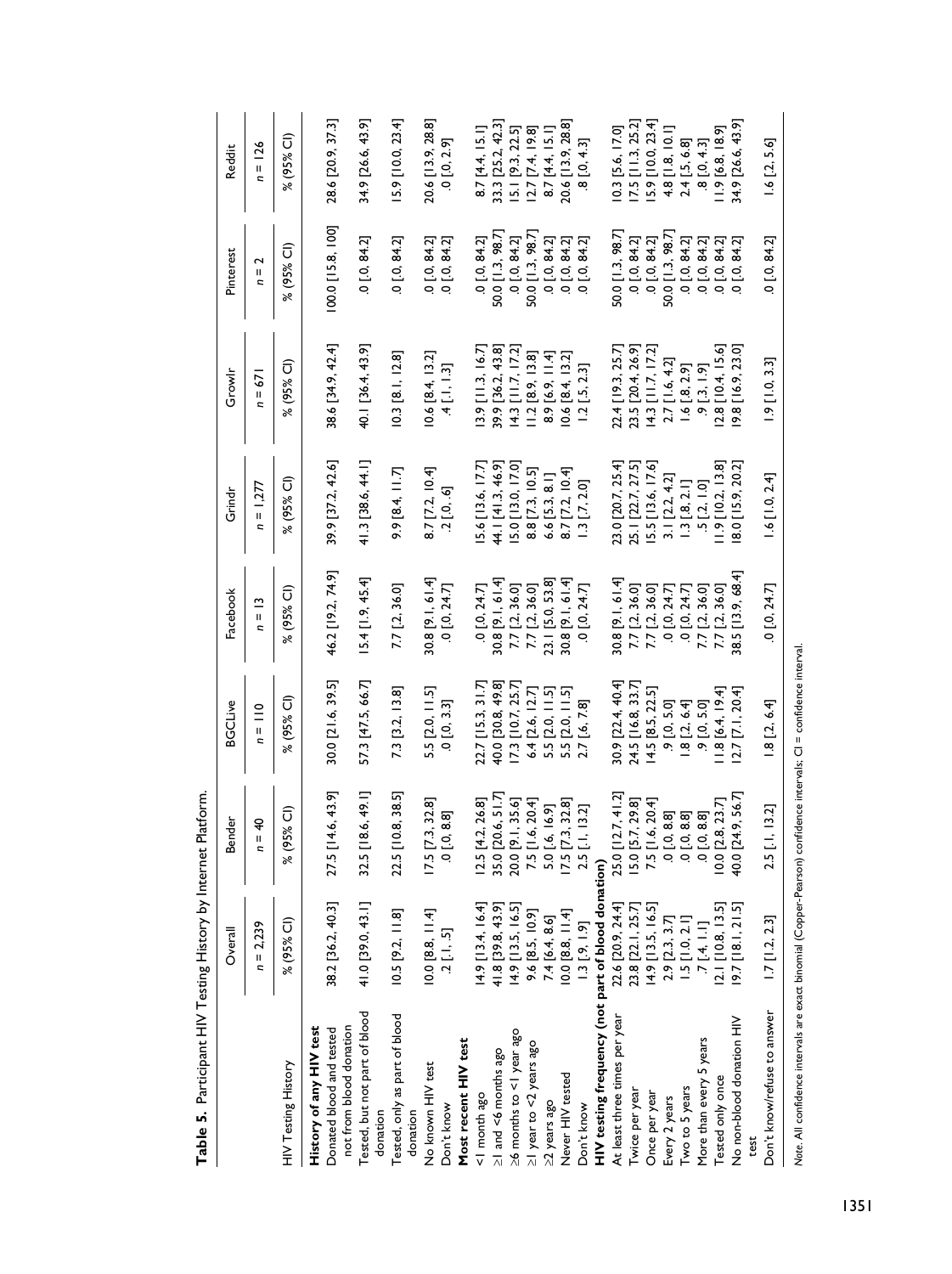**Table 5.** Participant HIV Testing History by Internet Platform.

| HIV Testing History | Overall | Bender | BGCLive | Facebook | Grindr | Growlr | Pinterest | Reddit |
|---|---|---|---|---|---|---|---|---|
| | n = 2,239 | n = 40 | n = 110 | n = 13 | n = 1,277 | n = 671 | n = 2 | n = 126 |
| | % (95% CI) | % (95% CI) | % (95% CI) | % (95% CI) | % (95% CI) | % (95% CI) | % (95% CI) | % (95% CI) |
| **History of any HIV test** | | | | | | | | |
| Donated blood and tested not from blood donation | 38.2 [36.2, 40.3] | 27.5 [14.6, 43.9] | 30.0 [21.6, 39.5] | 46.2 [19.2, 74.9] | 39.9 [37.2, 42.6] | 38.6 [34.9, 42.4] | 100.0 [15.8, 100] | 28.6 [20.9, 37.3] |
| Tested, but not part of blood donation | 41.0 [39.0, 43.1] | 32.5 [18.6, 49.1] | 57.3 [47.5, 66.7] | 15.4 [1.9, 45.4] | 41.3 [38.6, 44.1] | 40.1 [36.4, 43.9] | .0 [.0, 84.2] | 34.9 [26.6, 43.9] |
| Tested, only as part of blood donation | 10.5 [9.2, 11.8] | 22.5 [10.8, 38.5] | 7.3 [3.2, 13.8] | 7.7 [.2, 36.0] | 9.9 [8.4, 11.7] | 10.3 [8.1, 12.8] | .0 [.0, 84.2] | 15.9 [10.0, 23.4] |
| No known HIV test | 10.0 [8.8, 11.4] | 17.5 [7.3, 32.8] | 5.5 [2.0, 11.5] | 30.8 [9.1, 61.4] | 8.7 [7.2, 10.4] | 10.6 [8.4, 13.2] | .0 [.0, 84.2] | 20.6 [13.9, 28.8] |
| Don't know | .2 [.1, .5] | .0 [.0, 8.8] | .0 [.0, 3.3] | .0 [.0, 24.7] | .2 [.0, .6] | .4 [.1, 1.3] | .0 [.0, 84.2] | .0 [.0, 2.9] |
| **Most recent HIV test** | | | | | | | | |
| <1 month ago | 14.9 [13.4, 16.4] | 12.5 [4.2, 26.8] | 22.7 [15.3, 31.7] | .0 [.0, 24.7] | 15.6 [13.6, 17.7] | 13.9 [11.3, 16.7] | .0 [.0, 84.2] | 8.7 [4.4, 15.1] |
| ≥1 and <6 months ago | 41.8 [39.8, 43.9] | 35.0 [20.6, 51.7] | 40.0 [30.8, 49.8] | 30.8 [9.1, 61.4] | 44.1 [41.3, 46.9] | 39.9 [36.2, 43.8] | 50.0 [1.3, 98.7] | 33.3 [25.2, 42.3] |
| ≥6 months to <1 year ago | 14.9 [13.5, 16.5] | 20.0 [9.1, 35.6] | 17.3 [10.7, 25.7] | 7.7 [.2, 36.0] | 15.0 [13.0, 17.0] | 14.3 [11.7, 17.2] | .0 [.0, 84.2] | 15.1 [9.3, 22.5] |
| ≥1 year to <2 years ago | 9.6 [8.5, 10.9] | 7.5 [1.6, 20.4] | 6.4 [2.6, 12.7] | 7.7 [.2, 36.0] | 8.8 [7.3, 10.5] | 11.2 [8.9, 13.8] | 50.0 [1.3, 98.7] | 12.7 [7.4, 19.8] |
| ≥2 years ago | 7.4 [6.4, 8.6] | 5.0 [.6, 16.9] | 5.5 [2.0, 11.5] | 23.1 [5.0, 53.8] | 6.6 [5.3, 8.1] | 8.9 [6.9, 11.4] | .0 [.0, 84.2] | 8.7 [4.4, 15.1] |
| Never HIV tested | 10.0 [8.8, 11.4] | 17.5 [7.3, 32.8] | 5.5 [2.0, 11.5] | 30.8 [9.1, 61.4] | 8.7 [7.2, 10.4] | 10.6 [8.4, 13.2] | .0 [.0, 84.2] | 20.6 [13.9, 28.8] |
| Don't know | 1.3 [.9, 1.9] | 2.5 [.1, 13.2] | 2.7 [.6, 7.8] | .0 [.0, 24.7] | 1.3 [.7, 2.0] | 1.2 [.5, 2.3] | .0 [.0, 84.2] | .8 [.0, 4.3] |
| **HIV testing frequency (not part of blood donation)** | | | | | | | | |
| At least three times per year | 22.6 [20.9, 24.4] | 25.0 [12.7, 41.2] | 30.9 [22.4, 40.4] | 30.8 [9.1, 61.4] | 23.0 [20.7, 25.4] | 22.4 [19.3, 25.7] | 50.0 [1.3, 98.7] | 10.3 [5.6, 17.0] |
| Twice per year | 23.8 [22.1, 25.7] | 15.0 [5.7, 29.8] | 24.5 [16.8, 33.7] | 7.7 [.2, 36.0] | 25.1 [22.7, 27.5] | 23.5 [20.4, 26.9] | .0 [.0, 84.2] | 17.5 [11.3, 25.2] |
| Once per year | 14.9 [13.5, 16.5] | 7.5 [1.6, 20.4] | 14.5 [8.5, 22.5] | 7.7 [.2, 36.0] | 15.5 [13.6, 17.6] | 14.3 [11.7, 17.2] | .0 [.0, 84.2] | 15.9 [10.0, 23.4] |
| Every 2 years | 2.9 [2.3, 3.7] | .0 [.0, 8.8] | .9 [.0, 5.0] | .0 [.0, 24.7] | 3.1 [2.2, 4.2] | 2.7 [1.6, 4.2] | 50.0 [1.3, 98.7] | 4.8 [1.8, 10.1] |
| Two to 5 years | 1.5 [1.0, 2.1] | .0 [.0, 8.8] | 1.8 [.2, 6.4] | .0 [.0, 24.7] | 1.3 [.8, 2.1] | 1.6 [.8, 2.9] | .0 [.0, 84.2] | 2.4 [.5, 6.8] |
| More than every 5 years | .7 [.4, 1.1] | .0 [.0, 8.8] | .9 [.0, 5.0] | 7.7 [.2, 36.0] | .5 [.2, 1.0] | .9 [.3, 1.9] | .0 [.0, 84.2] | .8 [.0, 4.3] |
| Tested only once | 12.1 [10.8, 13.5] | 10.0 [2.8, 23.7] | 11.8 [6.4, 19.4] | 7.7 [.2, 36.0] | 11.9 [10.2, 13.8] | 12.8 [10.4, 15.6] | .0 [.0, 84.2] | 11.9 [6.8, 18.9] |
| No non-blood donation HIV test | 19.7 [18.1, 21.5] | 40.0 [24.9, 56.7] | 12.7 [7.1, 20.4] | 38.5 [13.9, 68.4] | 18.0 [15.9, 20.2] | 19.8 [16.9, 23.0] | .0 [.0, 84.2] | 34.9 [26.6, 43.9] |
| Don't know/refuse to answer | 1.7 [1.2, 2.3] | 2.5 [.1, 13.2] | 1.8 [.2, 6.4] | .0 [.0, 24.7] | 1.6 [1.0, 2.4] | 1.9 [1.0, 3.3] | .0 [.0, 84.2] | 1.6 [.2, 5.6] |

*Note.* All confidence intervals are exact binomial (Copper-Pearson) confidence intervals; CI = confidence interval.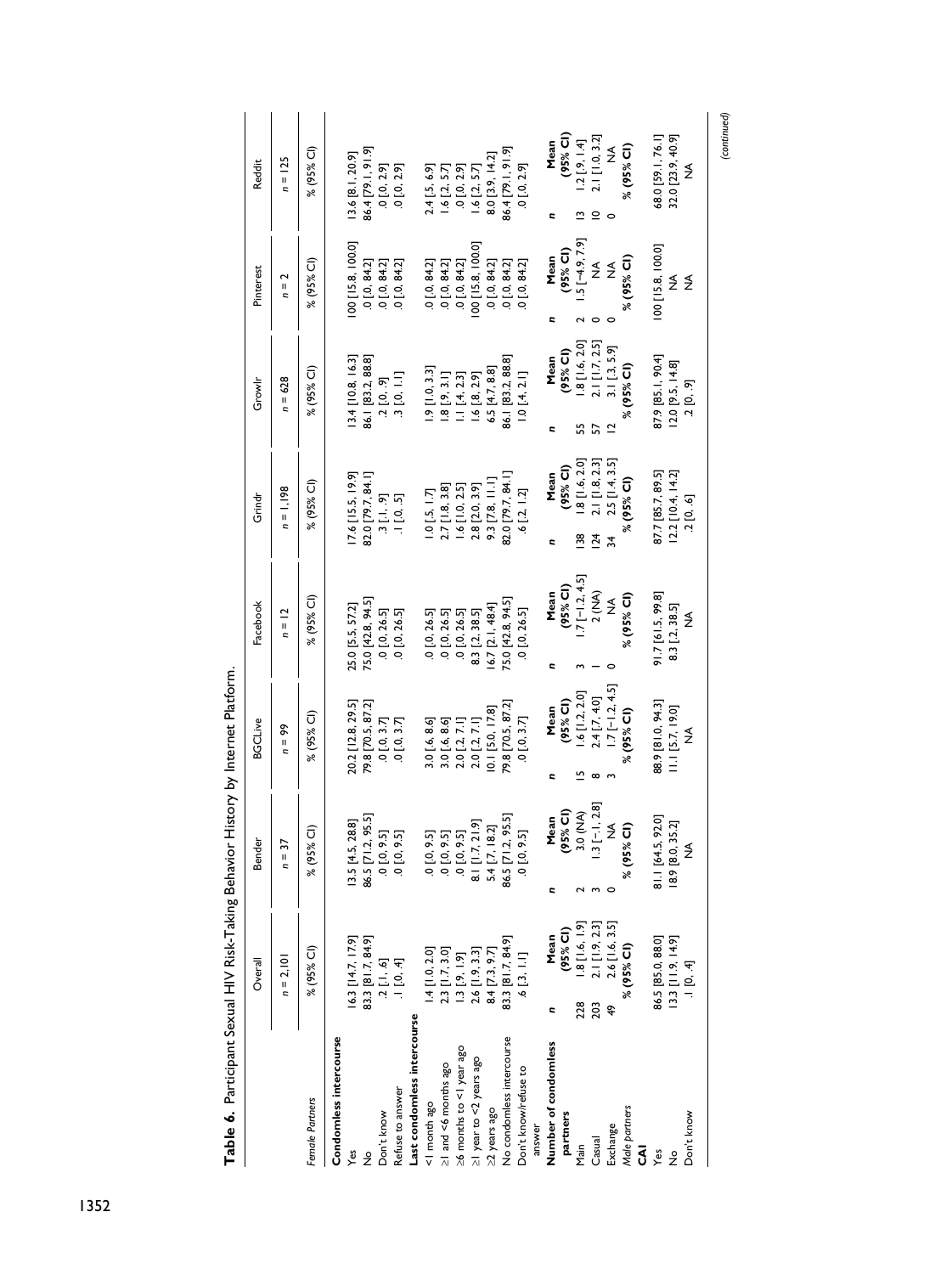**Table 6.** Participant Sexual HIV Risk-Taking Behavior History by Internet Platform.

| | Overall | | Bender | | BGCLive | | Facebook | | Grindr | | Growlr | | Pinterest | | Reddit | |
|---|---|---|---|---|---|---|---|---|---|---|---|---|---|---|---|---|
| | *n* = 2,101 | | *n* = 37 | | *n* = 99 | | *n* = 12 | | *n* = 1,198 | | *n* = 628 | | *n* = 2 | | *n* = 125 | |
| *Female Partners* | % (95% CI) | | % (95% CI) | | % (95% CI) | | % (95% CI) | | % (95% CI) | | % (95% CI) | | % (95% CI) | | % (95% CI) | |
| **Condomless intercourse** | | | | | | | | | | | | | | | | |
| Yes | 16.3 [14.7, 17.9] | | 13.5 [4.5, 28.8] | | 20.2 [12.8, 29.5] | | 25.0 [5.5, 57.2] | | 17.6 [15.5, 19.9] | | 13.4 [10.8, 16.3] | | 100 [15.8, 100.0] | | 13.6 [8.1, 20.9] | |
| No | 83.3 [81.7, 84.9] | | 86.5 [71.2, 95.5] | | 79.8 [70.5, 87.2] | | 75.0 [42.8, 94.5] | | 82.0 [79.7, 84.1] | | 86.1 [83.2, 88.8] | | .0 [0, 84.2] | | 86.4 [79.1, 91.9] | |
| Don't know | .2 [.1, .6] | | .0 [0, 9.5] | | .0 [0, 3.7] | | .0 [0, 26.5] | | .3 [.1, .9] | | .2 [0, .9] | | .0 [0, 84.2] | | .0 [0, 2.9] | |
| Refuse to answer | .1 [0, .4] | | .0 [0, 9.5] | | .0 [0, 3.7] | | .0 [0, 26.5] | | .1 [0, .5] | | .3 [0, 1.1] | | .0 [0, 84.2] | | .0 [0, 2.9] | |
| **Last condomless intercourse** | | | | | | | | | | | | | | | | |
| <1 month ago | 1.4 [1.0, 2.0] | | .0 [0, 9.5] | | 3.0 [.6, 8.6] | | .0 [0, 26.5] | | 1.0 [.5, 1.7] | | 1.9 [1.0, 3.3] | | .0 [0, 84.2] | | 2.4 [.5, 6.9] | |
| ≥1 and <6 months ago | 2.3 [1.7, 3.0] | | .0 [0, 9.5] | | 3.0 [.6, 8.6] | | .0 [0, 26.5] | | 2.7 [1.8, 3.8] | | 1.8 [.9, 3.1] | | .0 [0, 84.2] | | 1.6 [.2, 5.7] | |
| ≥6 months to <1 year ago | 1.3 [.9, 1.9] | | .0 [0, 9.5] | | 2.0 [.2, 7.1] | | .0 [0, 26.5] | | 1.6 [1.0, 2.5] | | 1.1 [.4, 2.3] | | .0 [0, 84.2] | | .0 [0, 2.9] | |
| ≥1 year to <2 years ago | 2.6 [1.9, 3.3] | | 8.1 [1.7, 21.9] | | 2.0 [.2, 7.1] | | 8.3 [.2, 38.5] | | 2.8 [2.0, 3.9] | | 1.6 [.8, 2.9] | | 100 [15.8, 100.0] | | 1.6 [.2, 5.7] | |
| ≥2 years ago | 8.4 [7.3, 9.7] | | 5.4 [.7, 18.2] | | 10.1 [5.0, 17.8] | | 16.7 [2.1, 48.4] | | 9.3 [7.8, 11.1] | | 6.5 [4.7, 8.8] | | .0 [0, 84.2] | | 8.0 [3.9, 14.2] | |
| No condomless intercourse | 83.3 [81.7, 84.9] | | 86.5 [71.2, 95.5] | | 79.8 [70.5, 87.2] | | 75.0 [42.8, 94.5] | | 82.0 [79.7, 84.1] | | 86.1 [83.2, 88.8] | | .0 [0, 84.2] | | 86.4 [79.1, 91.9] | |
| Don't know/refuse to answer | .6 [.3, 1.1] | | .0 [0, 9.5] | | .0 [0, 3.7] | | .0 [0, 26.5] | | .6 [.2, 1.2] | | 1.0 [.4, 2.1] | | .0 [0, 84.2] | | .0 [0, 2.9] | |
| **Number of condomless partners** | *n* | Mean (95% CI) | *n* | Mean (95% CI) | *n* | Mean (95% CI) | *n* | Mean (95% CI) | *n* | Mean (95% CI) | *n* | Mean (95% CI) | *n* | Mean (95% CI) | *n* | Mean (95% CI) |
| Main | 228 | 1.8 [1.6, 1.9] | 2 | 3.0 (NA) | 15 | 1.6 [1.2, 2.0] | 3 | 1.7 [−1.2, 4.5] | 138 | 1.8 [1.6, 2.0] | 55 | 1.8 [1.6, 2.0] | 2 | 1.5 [−4.9, 7.9] | 13 | 1.2 [.9, 1.4] |
| Casual | 203 | 2.1 [1.9, 2.3] | 3 | 1.3 [−1, 2.8] | 8 | 2.4 [.7, 4.0] | 1 | 2 (NA) | 124 | 2.1 [1.8, 2.3] | 57 | 2.1 [1.7, 2.5] | 0 | NA | 10 | 2.1 [1.0, 3.2] |
| Exchange | 49 | 2.6 [1.6, 3.5] | 0 | NA | 3 | 1.7 [−1.2, 4.5] | 0 | NA | 34 | 2.5 [1.4, 3.5] | 12 | 3.1 [.3, 5.9] | 0 | NA | 0 | NA |
| *Male partners* | % (95% CI) | | % (95% CI) | | % (95% CI) | | % (95% CI) | | % (95% CI) | | % (95% CI) | | % (95% CI) | | % (95% CI) | |
| **CAI** | | | | | | | | | | | | | | | | |
| Yes | 86.5 [85.0, 88.0] | | 81.1 [64.5, 92.0] | | 88.9 [81.0, 94.3] | | 91.7 [61.5, 99.8] | | 87.7 [85.7, 89.5] | | 87.9 [85.1, 90.4] | | 100 [15.8, 100.0] | | 68.0 [59.1, 76.1] | |
| No | 13.3 [11.9, 14.9] | | 18.9 [8.0, 35.2] | | 11.1 [5.7, 19.0] | | 8.3 [.2, 38.5] | | 12.2 [10.4, 14.2] | | 12.0 [9.5, 14.8] | | NA | | 32.0 [23.9, 40.9] | |
| Don't know | .1 [0, .4] | | NA | | NA | | NA | | .2 [0, .6] | | .2 [0, .9] | | NA | | NA | |

*(continued)*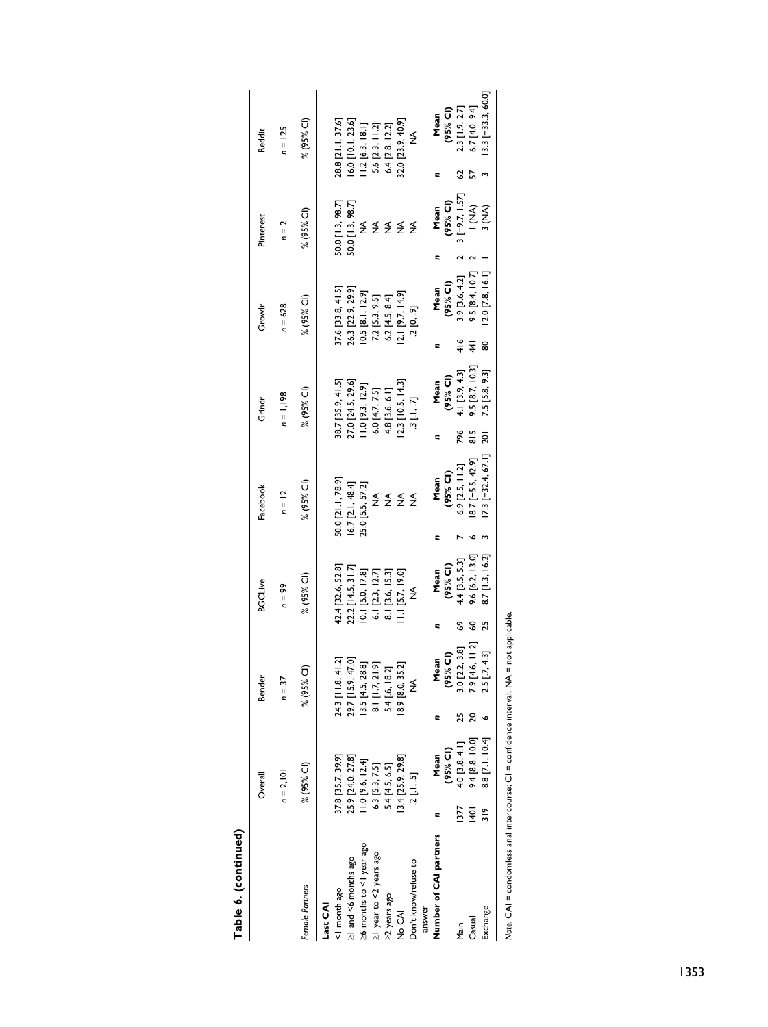**Table 6. (continued)**

| | Overall | | Bender | | BGCLive | | Facebook | | Grindr | | Growlr | | Pinterest | | Reddit | |
|---|---|---|---|---|---|---|---|---|---|---|---|---|---|---|---|---|
| | *n* = 2,101 | | *n* = 37 | | *n* = 99 | | *n* = 12 | | *n* = 1,198 | | *n* = 628 | | *n* = 2 | | *n* = 125 | |
| *Female Partners* | % (95% CI) | | % (95% CI) | | % (95% CI) | | % (95% CI) | | % (95% CI) | | % (95% CI) | | % (95% CI) | | % (95% CI) | |
| **Last CAI** | | | | | | | | | | | | | | | | |
| <1 month ago | 37.8 [35.7, 39.9] | | 24.3 [11.8, 41.2] | | 42.4 [32.6, 52.8] | | 50.0 [21.1, 78.9] | | 38.7 [35.9, 41.5] | | 37.6 [33.8, 41.5] | | 50.0 [1.3, 98.7] | | 28.8 [21.1, 37.6] | |
| ≥1 and <6 months ago | 25.9 [24.0, 27.8] | | 29.7 [15.9, 47.0] | | 22.2 [14.5, 31.7] | | 16.7 [2.1, 48.4] | | 27.0 [24.5, 29.6] | | 26.3 [22.9, 29.9] | | 50.0 [1.3, 98.7] | | 16.0 [10.1, 23.6] | |
| ≥6 months to <1 year ago | 11.0 [9.6, 12.4] | | 13.5 [4.5, 28.8] | | 10.1 [5.0, 17.8] | | 25.0 [5.5, 57.2] | | 11.0 [9.3, 12.9] | | 10.5 [8.1, 12.9] | | NA | | 11.2 [6.3, 18.1] | |
| ≥1 year to <2 years ago | 6.3 [5.3, 7.5] | | 8.1 [1.7, 21.9] | | 6.1 [2.3, 12.7] | | NA | | 6.0 [4.7, 7.5] | | 7.2 [5.3, 9.5] | | NA | | 5.6 [2.3, 11.2] | |
| ≥2 years ago | 5.4 [4.5, 6.5] | | 5.4 [.6, 18.2] | | 8.1 [3.6, 15.3] | | NA | | 4.8 [3.6, 6.1] | | 6.2 [4.5, 8.4] | | NA | | 6.4 [2.8, 12.2] | |
| No CAI | 13.4 [25.9, 29.8] | | 18.9 [8.0, 35.2] | | 11.1 [5.7, 19.0] | | NA | | 12.3 [10.5, 14.3] | | 12.1 [9.7, 14.9] | | NA | | 32.0 [23.9, 40.9] | |
| Don't know/refuse to answer | .2 [.1, .5] | | NA | | NA | | NA | | .3 [.1, .7] | | .2 [0, .9] | | NA | | NA | |
| **Number of CAI partners** | *n* | **Mean (95% CI)** | *n* | **Mean (95% CI)** | *n* | **Mean (95% CI)** | *n* | **Mean (95% CI)** | *n* | **Mean (95% CI)** | *n* | **Mean (95% CI)** | *n* | **Mean (95% CI)** | *n* | **Mean (95% CI)** |
| Main | 1377 | 4.0 [3.8, 4.1] | 25 | 3.0 [2.2, 3.8] | 69 | 4.4 [3.5, 5.3] | 7 | 6.9 [2.5, 11.2] | 796 | 4.1 [3.9, 4.3] | 416 | 3.9 [3.6, 4.2] | 2 | 3 [−9.7, 1.57] | 62 | 2.3 [1.9, 2.7] |
| Casual | 1401 | 9.4 [8.8, 10.0] | 20 | 7.9 [4.6, 11.2] | 60 | 9.6 [6.2, 13.0] | 6 | 18.7 [−5.5, 42.9] | 815 | 9.5 [8.7, 10.3] | 441 | 9.5 [8.4, 10.7] | 2 | 1 (NA) | 57 | 6.7 [4.0, 9.4] |
| Exchange | 319 | 8.8 [7.1, 10.4] | 6 | 2.5 [.7, 4.3] | 25 | 8.7 [1.3, 16.2] | 3 | 17.3 [−32.4, 67.1] | 201 | 7.5 [5.8, 9.3] | 80 | 12.0 [7.8, 16.1] | 1 | 3 (NA) | 3 | 13.3 [−33.3, 60.0] |

*Note.* CAI = condomless anal intercourse; CI = confidence interval; NA = not applicable.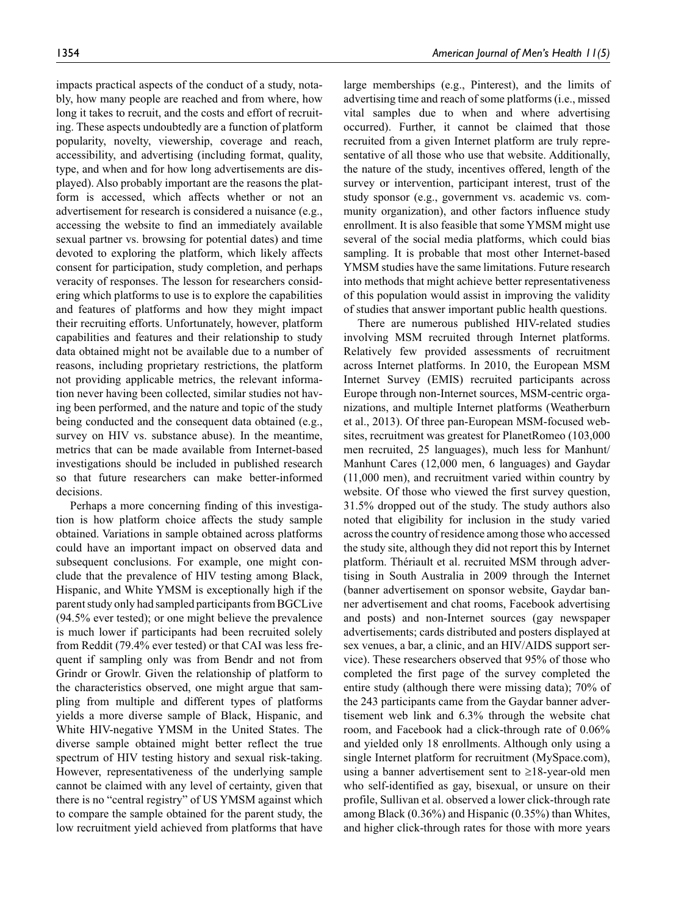impacts practical aspects of the conduct of a study, notably, how many people are reached and from where, how long it takes to recruit, and the costs and effort of recruiting. These aspects undoubtedly are a function of platform popularity, novelty, viewership, coverage and reach, accessibility, and advertising (including format, quality, type, and when and for how long advertisements are displayed). Also probably important are the reasons the platform is accessed, which affects whether or not an advertisement for research is considered a nuisance (e.g., accessing the website to find an immediately available sexual partner vs. browsing for potential dates) and time devoted to exploring the platform, which likely affects consent for participation, study completion, and perhaps veracity of responses. The lesson for researchers considering which platforms to use is to explore the capabilities and features of platforms and how they might impact their recruiting efforts. Unfortunately, however, platform capabilities and features and their relationship to study data obtained might not be available due to a number of reasons, including proprietary restrictions, the platform not providing applicable metrics, the relevant information never having been collected, similar studies not having been performed, and the nature and topic of the study being conducted and the consequent data obtained (e.g., survey on HIV vs. substance abuse). In the meantime, metrics that can be made available from Internet-based investigations should be included in published research so that future researchers can make better-informed decisions.

Perhaps a more concerning finding of this investigation is how platform choice affects the study sample obtained. Variations in sample obtained across platforms could have an important impact on observed data and subsequent conclusions. For example, one might conclude that the prevalence of HIV testing among Black, Hispanic, and White YMSM is exceptionally high if the parent study only had sampled participants from BGCLive (94.5% ever tested); or one might believe the prevalence is much lower if participants had been recruited solely from Reddit (79.4% ever tested) or that CAI was less frequent if sampling only was from Bendr and not from Grindr or Growlr. Given the relationship of platform to the characteristics observed, one might argue that sampling from multiple and different types of platforms yields a more diverse sample of Black, Hispanic, and White HIV-negative YMSM in the United States. The diverse sample obtained might better reflect the true spectrum of HIV testing history and sexual risk-taking. However, representativeness of the underlying sample cannot be claimed with any level of certainty, given that there is no "central registry" of US YMSM against which to compare the sample obtained for the parent study, the low recruitment yield achieved from platforms that have large memberships (e.g., Pinterest), and the limits of advertising time and reach of some platforms (i.e., missed vital samples due to when and where advertising occurred). Further, it cannot be claimed that those recruited from a given Internet platform are truly representative of all those who use that website. Additionally, the nature of the study, incentives offered, length of the survey or intervention, participant interest, trust of the study sponsor (e.g., government vs. academic vs. community organization), and other factors influence study enrollment. It is also feasible that some YMSM might use several of the social media platforms, which could bias sampling. It is probable that most other Internet-based YMSM studies have the same limitations. Future research into methods that might achieve better representativeness of this population would assist in improving the validity of studies that answer important public health questions.

There are numerous published HIV-related studies involving MSM recruited through Internet platforms. Relatively few provided assessments of recruitment across Internet platforms. In 2010, the European MSM Internet Survey (EMIS) recruited participants across Europe through non-Internet sources, MSM-centric organizations, and multiple Internet platforms (Weatherburn et al., 2013). Of three pan-European MSM-focused websites, recruitment was greatest for PlanetRomeo (103,000 men recruited, 25 languages), much less for Manhunt/Manhunt Cares (12,000 men, 6 languages) and Gaydar (11,000 men), and recruitment varied within country by website. Of those who viewed the first survey question, 31.5% dropped out of the study. The study authors also noted that eligibility for inclusion in the study varied across the country of residence among those who accessed the study site, although they did not report this by Internet platform. Thériault et al. recruited MSM through advertising in South Australia in 2009 through the Internet (banner advertisement on sponsor website, Gaydar banner advertisement and chat rooms, Facebook advertising and posts) and non-Internet sources (gay newspaper advertisements; cards distributed and posters displayed at sex venues, a bar, a clinic, and an HIV/AIDS support service). These researchers observed that 95% of those who completed the first page of the survey completed the entire study (although there were missing data); 70% of the 243 participants came from the Gaydar banner advertisement web link and 6.3% through the website chat room, and Facebook had a click-through rate of 0.06% and yielded only 18 enrollments. Although only using a single Internet platform for recruitment (MySpace.com), using a banner advertisement sent to ≥18-year-old men who self-identified as gay, bisexual, or unsure on their profile, Sullivan et al. observed a lower click-through rate among Black (0.36%) and Hispanic (0.35%) than Whites, and higher click-through rates for those with more years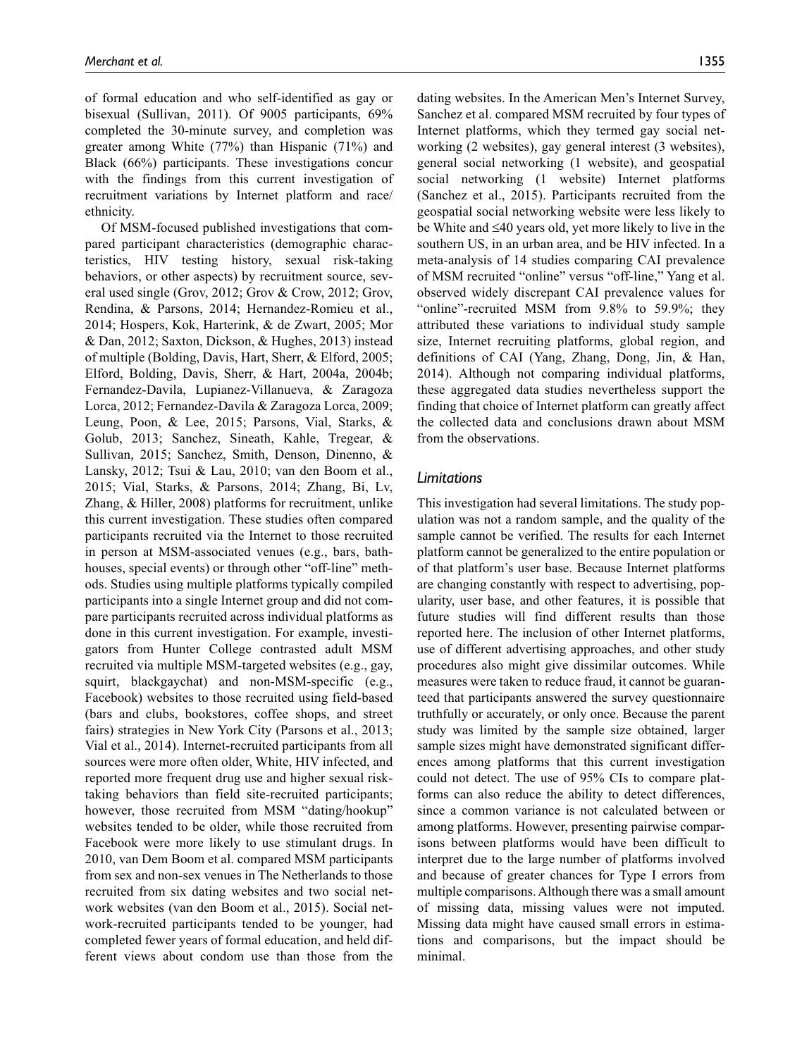of formal education and who self-identified as gay or bisexual (Sullivan, 2011). Of 9005 participants, 69% completed the 30-minute survey, and completion was greater among White (77%) than Hispanic (71%) and Black (66%) participants. These investigations concur with the findings from this current investigation of recruitment variations by Internet platform and race/ethnicity.

Of MSM-focused published investigations that compared participant characteristics (demographic characteristics, HIV testing history, sexual risk-taking behaviors, or other aspects) by recruitment source, several used single (Grov, 2012; Grov & Crow, 2012; Grov, Rendina, & Parsons, 2014; Hernandez-Romieu et al., 2014; Hospers, Kok, Harterink, & de Zwart, 2005; Mor & Dan, 2012; Saxton, Dickson, & Hughes, 2013) instead of multiple (Bolding, Davis, Hart, Sherr, & Elford, 2005; Elford, Bolding, Davis, Sherr, & Hart, 2004a, 2004b; Fernandez-Davila, Lupianez-Villanueva, & Zaragoza Lorca, 2012; Fernandez-Davila & Zaragoza Lorca, 2009; Leung, Poon, & Lee, 2015; Parsons, Vial, Starks, & Golub, 2013; Sanchez, Sineath, Kahle, Tregear, & Sullivan, 2015; Sanchez, Smith, Denson, Dinenno, & Lansky, 2012; Tsui & Lau, 2010; van den Boom et al., 2015; Vial, Starks, & Parsons, 2014; Zhang, Bi, Lv, Zhang, & Hiller, 2008) platforms for recruitment, unlike this current investigation. These studies often compared participants recruited via the Internet to those recruited in person at MSM-associated venues (e.g., bars, bathhouses, special events) or through other "off-line" methods. Studies using multiple platforms typically compiled participants into a single Internet group and did not compare participants recruited across individual platforms as done in this current investigation. For example, investigators from Hunter College contrasted adult MSM recruited via multiple MSM-targeted websites (e.g., gay, squirt, blackgaychat) and non-MSM-specific (e.g., Facebook) websites to those recruited using field-based (bars and clubs, bookstores, coffee shops, and street fairs) strategies in New York City (Parsons et al., 2013; Vial et al., 2014). Internet-recruited participants from all sources were more often older, White, HIV infected, and reported more frequent drug use and higher sexual risk-taking behaviors than field site-recruited participants; however, those recruited from MSM "dating/hookup" websites tended to be older, while those recruited from Facebook were more likely to use stimulant drugs. In 2010, van Dem Boom et al. compared MSM participants from sex and non-sex venues in The Netherlands to those recruited from six dating websites and two social network websites (van den Boom et al., 2015). Social network-recruited participants tended to be younger, had completed fewer years of formal education, and held different views about condom use than those from the dating websites. In the American Men's Internet Survey, Sanchez et al. compared MSM recruited by four types of Internet platforms, which they termed gay social networking (2 websites), gay general interest (3 websites), general social networking (1 website), and geospatial social networking (1 website) Internet platforms (Sanchez et al., 2015). Participants recruited from the geospatial social networking website were less likely to be White and ≤40 years old, yet more likely to live in the southern US, in an urban area, and be HIV infected. In a meta-analysis of 14 studies comparing CAI prevalence of MSM recruited "online" versus "off-line," Yang et al. observed widely discrepant CAI prevalence values for "online"-recruited MSM from 9.8% to 59.9%; they attributed these variations to individual study sample size, Internet recruiting platforms, global region, and definitions of CAI (Yang, Zhang, Dong, Jin, & Han, 2014). Although not comparing individual platforms, these aggregated data studies nevertheless support the finding that choice of Internet platform can greatly affect the collected data and conclusions drawn about MSM from the observations.

### *Limitations*

This investigation had several limitations. The study population was not a random sample, and the quality of the sample cannot be verified. The results for each Internet platform cannot be generalized to the entire population or of that platform's user base. Because Internet platforms are changing constantly with respect to advertising, popularity, user base, and other features, it is possible that future studies will find different results than those reported here. The inclusion of other Internet platforms, use of different advertising approaches, and other study procedures also might give dissimilar outcomes. While measures were taken to reduce fraud, it cannot be guaranteed that participants answered the survey questionnaire truthfully or accurately, or only once. Because the parent study was limited by the sample size obtained, larger sample sizes might have demonstrated significant differences among platforms that this current investigation could not detect. The use of 95% CIs to compare platforms can also reduce the ability to detect differences, since a common variance is not calculated between or among platforms. However, presenting pairwise comparisons between platforms would have been difficult to interpret due to the large number of platforms involved and because of greater chances for Type I errors from multiple comparisons. Although there was a small amount of missing data, missing values were not imputed. Missing data might have caused small errors in estimations and comparisons, but the impact should be minimal.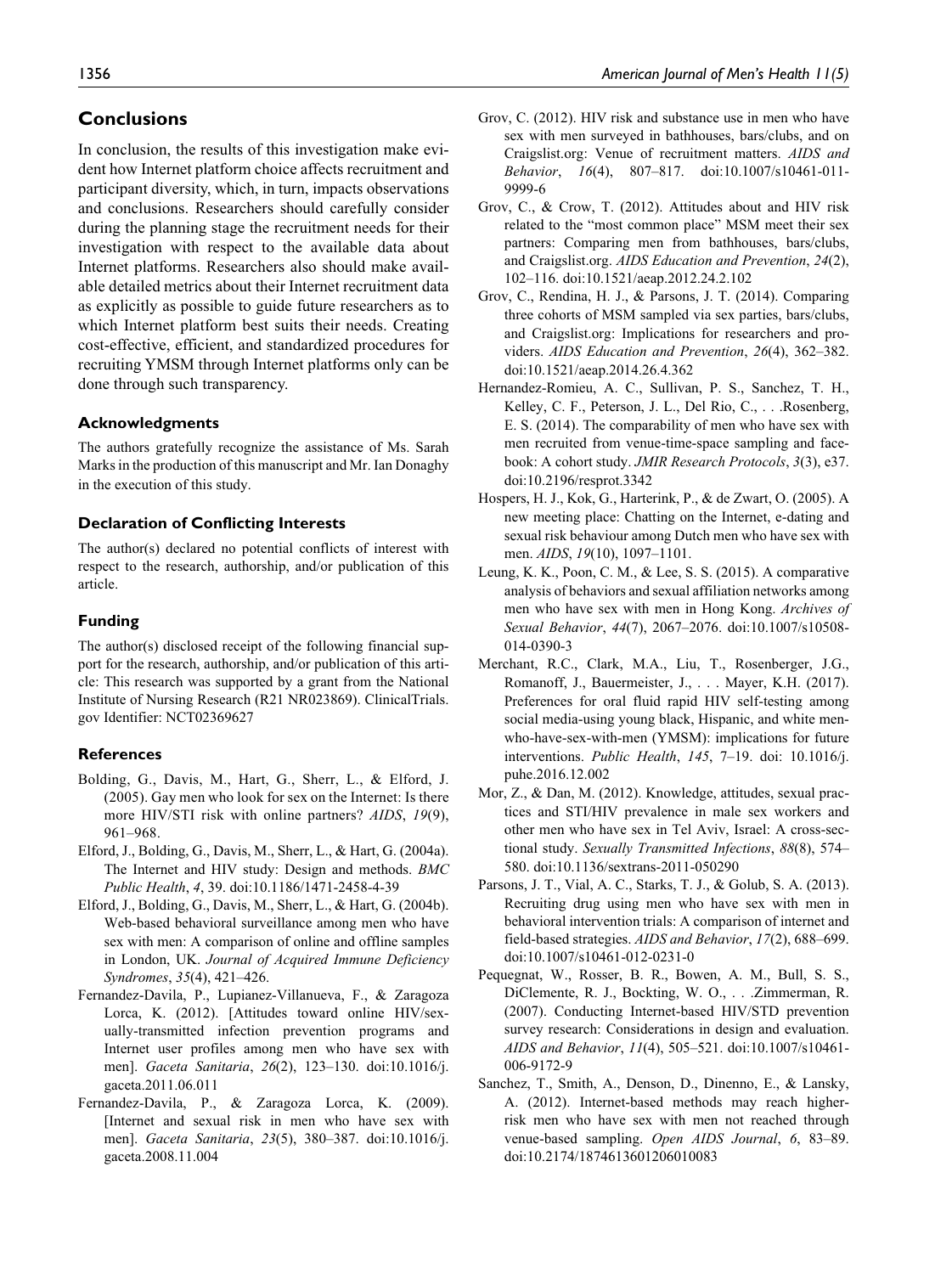## Conclusions

In conclusion, the results of this investigation make evident how Internet platform choice affects recruitment and participant diversity, which, in turn, impacts observations and conclusions. Researchers should carefully consider during the planning stage the recruitment needs for their investigation with respect to the available data about Internet platforms. Researchers also should make available detailed metrics about their Internet recruitment data as explicitly as possible to guide future researchers as to which Internet platform best suits their needs. Creating cost-effective, efficient, and standardized procedures for recruiting YMSM through Internet platforms only can be done through such transparency.

### Acknowledgments

The authors gratefully recognize the assistance of Ms. Sarah Marks in the production of this manuscript and Mr. Ian Donaghy in the execution of this study.

### Declaration of Conflicting Interests

The author(s) declared no potential conflicts of interest with respect to the research, authorship, and/or publication of this article.

### Funding

The author(s) disclosed receipt of the following financial support for the research, authorship, and/or publication of this article: This research was supported by a grant from the National Institute of Nursing Research (R21 NR023869). ClinicalTrials.gov Identifier: NCT02369627

### References

Bolding, G., Davis, M., Hart, G., Sherr, L., & Elford, J. (2005). Gay men who look for sex on the Internet: Is there more HIV/STI risk with online partners? *AIDS*, *19*(9), 961–968.

Elford, J., Bolding, G., Davis, M., Sherr, L., & Hart, G. (2004a). The Internet and HIV study: Design and methods. *BMC Public Health*, *4*, 39. doi:10.1186/1471-2458-4-39

Elford, J., Bolding, G., Davis, M., Sherr, L., & Hart, G. (2004b). Web-based behavioral surveillance among men who have sex with men: A comparison of online and offline samples in London, UK. *Journal of Acquired Immune Deficiency Syndromes*, *35*(4), 421–426.

Fernandez-Davila, P., Lupianez-Villanueva, F., & Zaragoza Lorca, K. (2012). [Attitudes toward online HIV/sexually-transmitted infection prevention programs and Internet user profiles among men who have sex with men]. *Gaceta Sanitaria*, *26*(2), 123–130. doi:10.1016/j.gaceta.2011.06.011

Fernandez-Davila, P., & Zaragoza Lorca, K. (2009). [Internet and sexual risk in men who have sex with men]. *Gaceta Sanitaria*, *23*(5), 380–387. doi:10.1016/j.gaceta.2008.11.004

Grov, C. (2012). HIV risk and substance use in men who have sex with men surveyed in bathhouses, bars/clubs, and on Craigslist.org: Venue of recruitment matters. *AIDS and Behavior*, *16*(4), 807–817. doi:10.1007/s10461-011-9999-6

Grov, C., & Crow, T. (2012). Attitudes about and HIV risk related to the "most common place" MSM meet their sex partners: Comparing men from bathhouses, bars/clubs, and Craigslist.org. *AIDS Education and Prevention*, *24*(2), 102–116. doi:10.1521/aeap.2012.24.2.102

Grov, C., Rendina, H. J., & Parsons, J. T. (2014). Comparing three cohorts of MSM sampled via sex parties, bars/clubs, and Craigslist.org: Implications for researchers and providers. *AIDS Education and Prevention*, *26*(4), 362–382. doi:10.1521/aeap.2014.26.4.362

Hernandez-Romieu, A. C., Sullivan, P. S., Sanchez, T. H., Kelley, C. F., Peterson, J. L., Del Rio, C., . . .Rosenberg, E. S. (2014). The comparability of men who have sex with men recruited from venue-time-space sampling and facebook: A cohort study. *JMIR Research Protocols*, *3*(3), e37. doi:10.2196/resprot.3342

Hospers, H. J., Kok, G., Harterink, P., & de Zwart, O. (2005). A new meeting place: Chatting on the Internet, e-dating and sexual risk behaviour among Dutch men who have sex with men. *AIDS*, *19*(10), 1097–1101.

Leung, K. K., Poon, C. M., & Lee, S. S. (2015). A comparative analysis of behaviors and sexual affiliation networks among men who have sex with men in Hong Kong. *Archives of Sexual Behavior*, *44*(7), 2067–2076. doi:10.1007/s10508-014-0390-3

Merchant, R.C., Clark, M.A., Liu, T., Rosenberger, J.G., Romanoff, J., Bauermeister, J., . . . Mayer, K.H. (2017). Preferences for oral fluid rapid HIV self-testing among social media-using young black, Hispanic, and white men-who-have-sex-with-men (YMSM): implications for future interventions. *Public Health*, *145*, 7–19. doi: 10.1016/j.puhe.2016.12.002

Mor, Z., & Dan, M. (2012). Knowledge, attitudes, sexual practices and STI/HIV prevalence in male sex workers and other men who have sex in Tel Aviv, Israel: A cross-sectional study. *Sexually Transmitted Infections*, *88*(8), 574–580. doi:10.1136/sextrans-2011-050290

Parsons, J. T., Vial, A. C., Starks, T. J., & Golub, S. A. (2013). Recruiting drug using men who have sex with men in behavioral intervention trials: A comparison of internet and field-based strategies. *AIDS and Behavior*, *17*(2), 688–699. doi:10.1007/s10461-012-0231-0

Pequegnat, W., Rosser, B. R., Bowen, A. M., Bull, S. S., DiClemente, R. J., Bockting, W. O., . . .Zimmerman, R. (2007). Conducting Internet-based HIV/STD prevention survey research: Considerations in design and evaluation. *AIDS and Behavior*, *11*(4), 505–521. doi:10.1007/s10461-006-9172-9

Sanchez, T., Smith, A., Denson, D., Dinenno, E., & Lansky, A. (2012). Internet-based methods may reach higher-risk men who have sex with men not reached through venue-based sampling. *Open AIDS Journal*, *6*, 83–89. doi:10.2174/1874613601206010083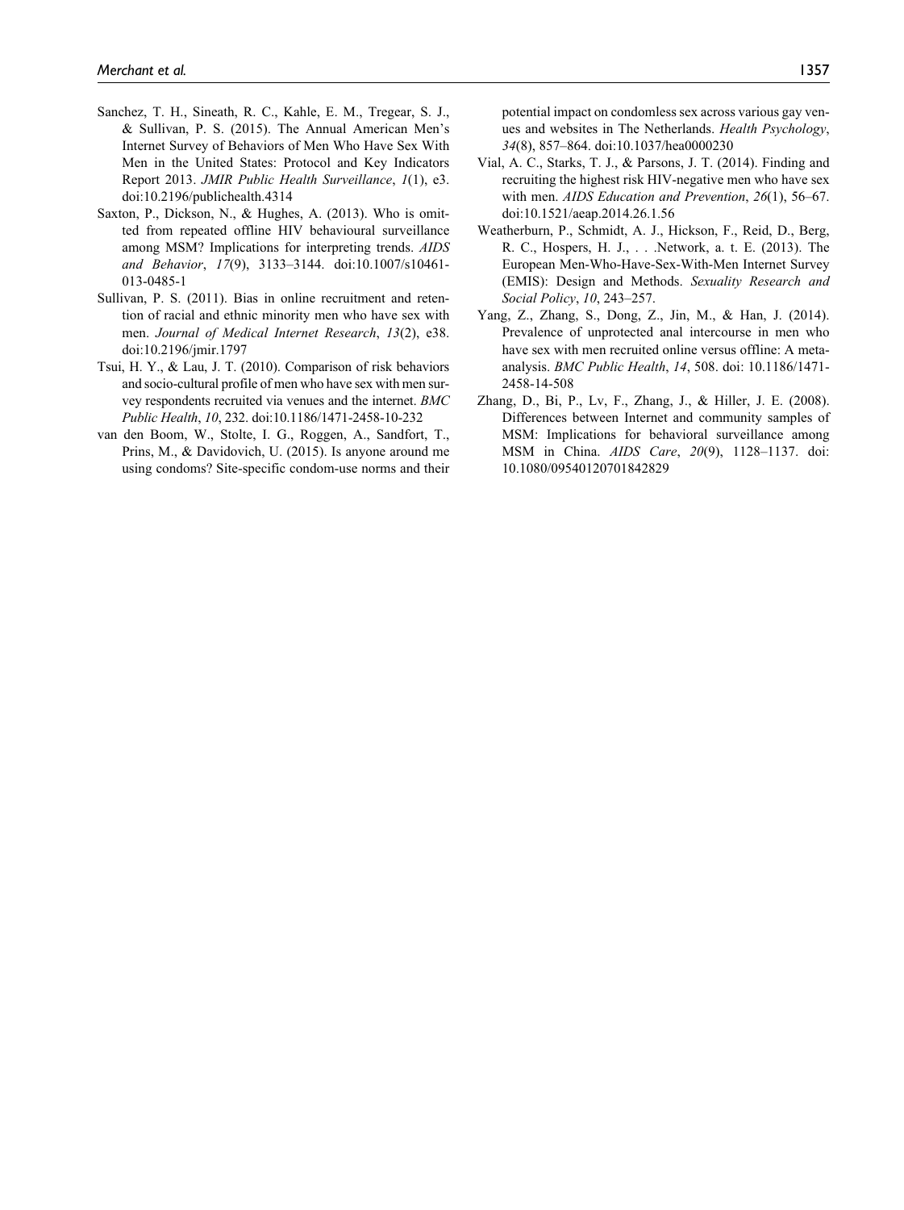Sanchez, T. H., Sineath, R. C., Kahle, E. M., Tregear, S. J., & Sullivan, P. S. (2015). The Annual American Men's Internet Survey of Behaviors of Men Who Have Sex With Men in the United States: Protocol and Key Indicators Report 2013. *JMIR Public Health Surveillance*, *1*(1), e3. doi:10.2196/publichealth.4314

Saxton, P., Dickson, N., & Hughes, A. (2013). Who is omitted from repeated offline HIV behavioural surveillance among MSM? Implications for interpreting trends. *AIDS and Behavior*, *17*(9), 3133–3144. doi:10.1007/s10461-013-0485-1

Sullivan, P. S. (2011). Bias in online recruitment and retention of racial and ethnic minority men who have sex with men. *Journal of Medical Internet Research*, *13*(2), e38. doi:10.2196/jmir.1797

Tsui, H. Y., & Lau, J. T. (2010). Comparison of risk behaviors and socio-cultural profile of men who have sex with men survey respondents recruited via venues and the internet. *BMC Public Health*, *10*, 232. doi:10.1186/1471-2458-10-232

van den Boom, W., Stolte, I. G., Roggen, A., Sandfort, T., Prins, M., & Davidovich, U. (2015). Is anyone around me using condoms? Site-specific condom-use norms and their potential impact on condomless sex across various gay venues and websites in The Netherlands. *Health Psychology*, *34*(8), 857–864. doi:10.1037/hea0000230

Vial, A. C., Starks, T. J., & Parsons, J. T. (2014). Finding and recruiting the highest risk HIV-negative men who have sex with men. *AIDS Education and Prevention*, *26*(1), 56–67. doi:10.1521/aeap.2014.26.1.56

Weatherburn, P., Schmidt, A. J., Hickson, F., Reid, D., Berg, R. C., Hospers, H. J., . . .Network, a. t. E. (2013). The European Men-Who-Have-Sex-With-Men Internet Survey (EMIS): Design and Methods. *Sexuality Research and Social Policy*, *10*, 243–257.

Yang, Z., Zhang, S., Dong, Z., Jin, M., & Han, J. (2014). Prevalence of unprotected anal intercourse in men who have sex with men recruited online versus offline: A meta-analysis. *BMC Public Health*, *14*, 508. doi: 10.1186/1471-2458-14-508

Zhang, D., Bi, P., Lv, F., Zhang, J., & Hiller, J. E. (2008). Differences between Internet and community samples of MSM: Implications for behavioral surveillance among MSM in China. *AIDS Care*, *20*(9), 1128–1137. doi: 10.1080/09540120701842829